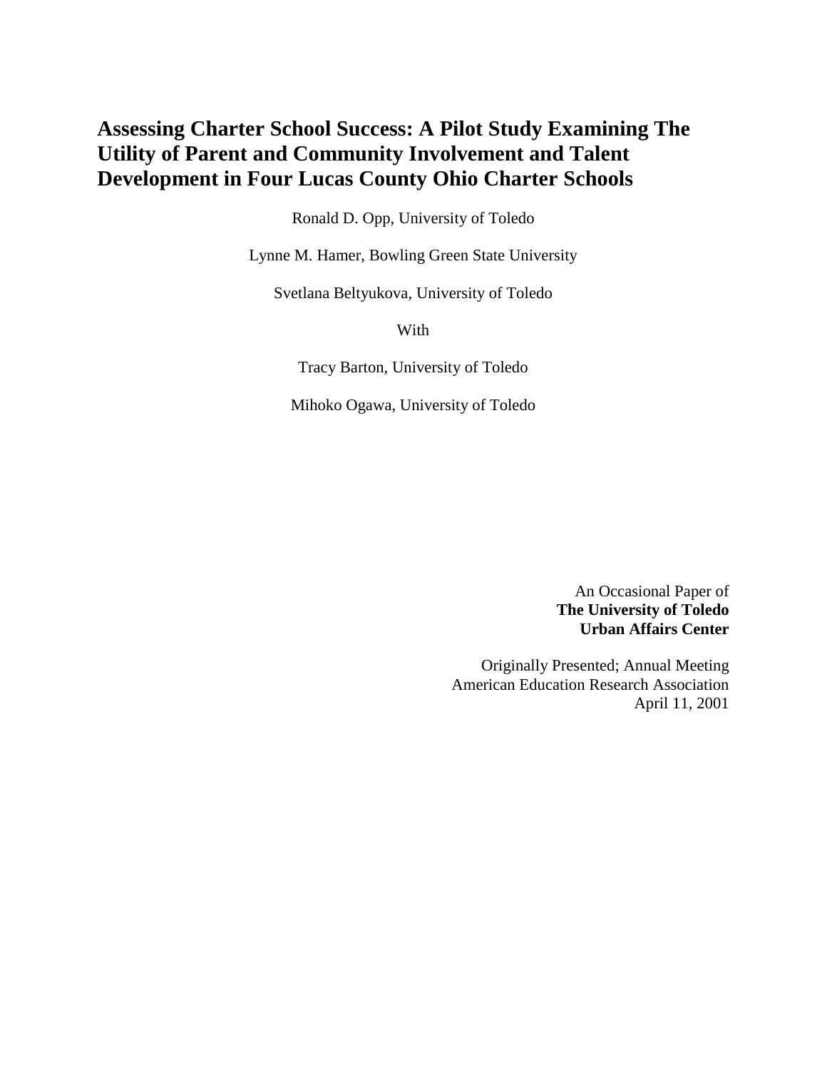# Assessing Charter School Success: A Pilot Study Examining The Utility of Parent and Community Involvement and Talent Development in Four Lucas County Ohio Charter Schools

Ronald D. Opp, University of Toledo

Lynne M. Hamer, Bowling Green State University

Svetlana Beltyukova, University of Toledo

With

Tracy Barton, University of Toledo

Mihoko Ogawa, University of Toledo

An Occasional Paper of
**The University of Toledo**
**Urban Affairs Center**

Originally Presented; Annual Meeting
American Education Research Association
April 11, 2001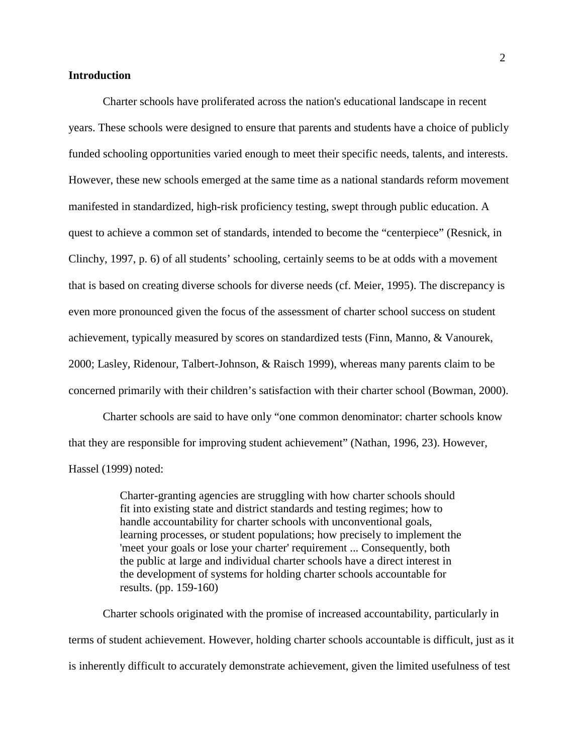**Introduction**

Charter schools have proliferated across the nation's educational landscape in recent years. These schools were designed to ensure that parents and students have a choice of publicly funded schooling opportunities varied enough to meet their specific needs, talents, and interests. However, these new schools emerged at the same time as a national standards reform movement manifested in standardized, high-risk proficiency testing, swept through public education. A quest to achieve a common set of standards, intended to become the "centerpiece" (Resnick, in Clinchy, 1997, p. 6) of all students' schooling, certainly seems to be at odds with a movement that is based on creating diverse schools for diverse needs (cf. Meier, 1995). The discrepancy is even more pronounced given the focus of the assessment of charter school success on student achievement, typically measured by scores on standardized tests (Finn, Manno, & Vanourek, 2000; Lasley, Ridenour, Talbert-Johnson, & Raisch 1999), whereas many parents claim to be concerned primarily with their children's satisfaction with their charter school (Bowman, 2000).

Charter schools are said to have only "one common denominator: charter schools know that they are responsible for improving student achievement" (Nathan, 1996, 23). However, Hassel (1999) noted:

> Charter-granting agencies are struggling with how charter schools should fit into existing state and district standards and testing regimes; how to handle accountability for charter schools with unconventional goals, learning processes, or student populations; how precisely to implement the 'meet your goals or lose your charter' requirement ... Consequently, both the public at large and individual charter schools have a direct interest in the development of systems for holding charter schools accountable for results. (pp. 159-160)

Charter schools originated with the promise of increased accountability, particularly in terms of student achievement. However, holding charter schools accountable is difficult, just as it is inherently difficult to accurately demonstrate achievement, given the limited usefulness of test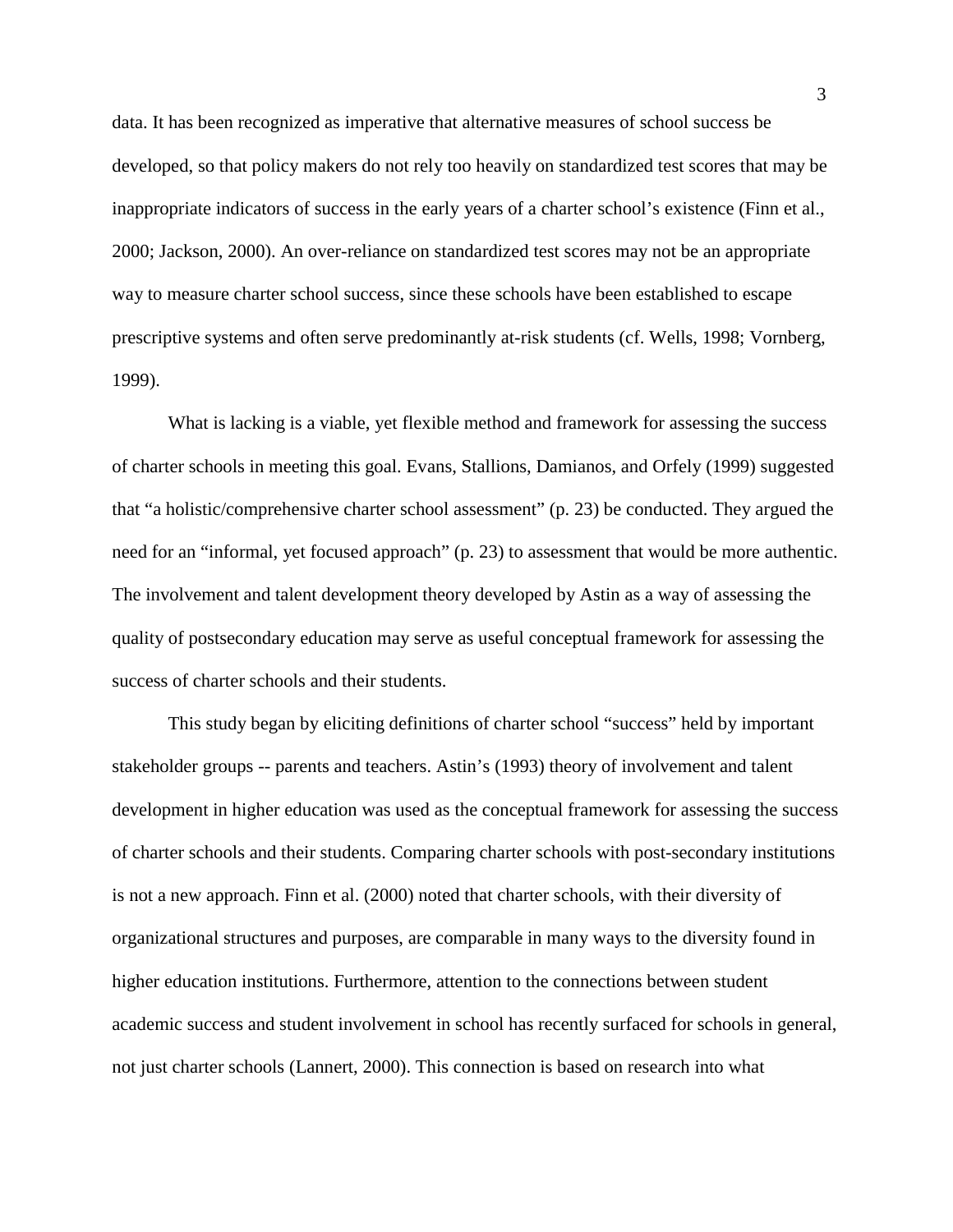data. It has been recognized as imperative that alternative measures of school success be developed, so that policy makers do not rely too heavily on standardized test scores that may be inappropriate indicators of success in the early years of a charter school's existence (Finn et al., 2000; Jackson, 2000). An over-reliance on standardized test scores may not be an appropriate way to measure charter school success, since these schools have been established to escape prescriptive systems and often serve predominantly at-risk students (cf. Wells, 1998; Vornberg, 1999).

What is lacking is a viable, yet flexible method and framework for assessing the success of charter schools in meeting this goal. Evans, Stallions, Damianos, and Orfely (1999) suggested that "a holistic/comprehensive charter school assessment" (p. 23) be conducted. They argued the need for an "informal, yet focused approach" (p. 23) to assessment that would be more authentic. The involvement and talent development theory developed by Astin as a way of assessing the quality of postsecondary education may serve as useful conceptual framework for assessing the success of charter schools and their students.

This study began by eliciting definitions of charter school "success" held by important stakeholder groups -- parents and teachers. Astin's (1993) theory of involvement and talent development in higher education was used as the conceptual framework for assessing the success of charter schools and their students. Comparing charter schools with post-secondary institutions is not a new approach. Finn et al. (2000) noted that charter schools, with their diversity of organizational structures and purposes, are comparable in many ways to the diversity found in higher education institutions. Furthermore, attention to the connections between student academic success and student involvement in school has recently surfaced for schools in general, not just charter schools (Lannert, 2000). This connection is based on research into what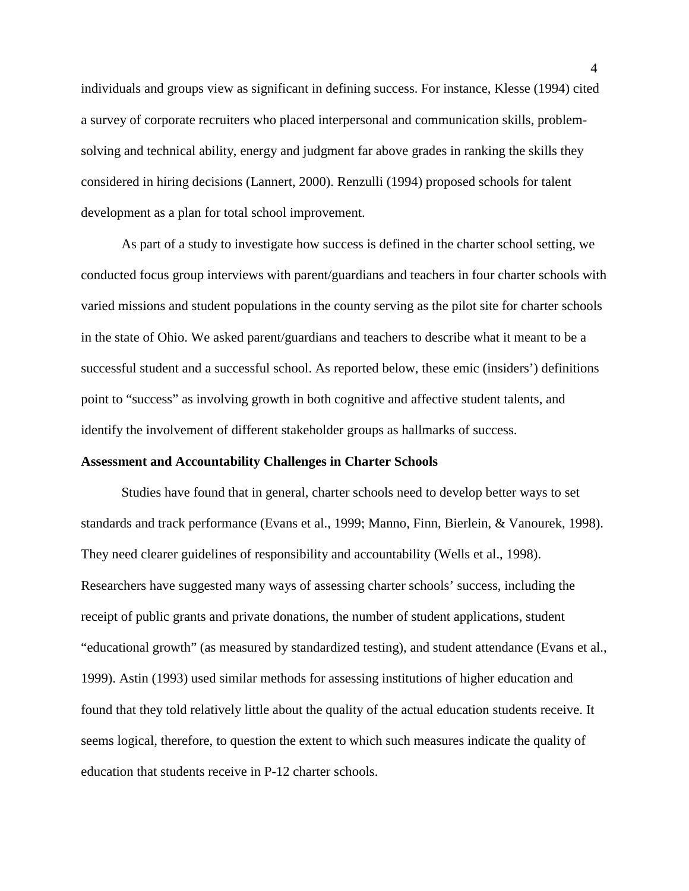individuals and groups view as significant in defining success. For instance, Klesse (1994) cited a survey of corporate recruiters who placed interpersonal and communication skills, problem-solving and technical ability, energy and judgment far above grades in ranking the skills they considered in hiring decisions (Lannert, 2000). Renzulli (1994) proposed schools for talent development as a plan for total school improvement.

As part of a study to investigate how success is defined in the charter school setting, we conducted focus group interviews with parent/guardians and teachers in four charter schools with varied missions and student populations in the county serving as the pilot site for charter schools in the state of Ohio. We asked parent/guardians and teachers to describe what it meant to be a successful student and a successful school. As reported below, these emic (insiders') definitions point to "success" as involving growth in both cognitive and affective student talents, and identify the involvement of different stakeholder groups as hallmarks of success.

**Assessment and Accountability Challenges in Charter Schools**

Studies have found that in general, charter schools need to develop better ways to set standards and track performance (Evans et al., 1999; Manno, Finn, Bierlein, & Vanourek, 1998). They need clearer guidelines of responsibility and accountability (Wells et al., 1998). Researchers have suggested many ways of assessing charter schools' success, including the receipt of public grants and private donations, the number of student applications, student "educational growth" (as measured by standardized testing), and student attendance (Evans et al., 1999). Astin (1993) used similar methods for assessing institutions of higher education and found that they told relatively little about the quality of the actual education students receive. It seems logical, therefore, to question the extent to which such measures indicate the quality of education that students receive in P-12 charter schools.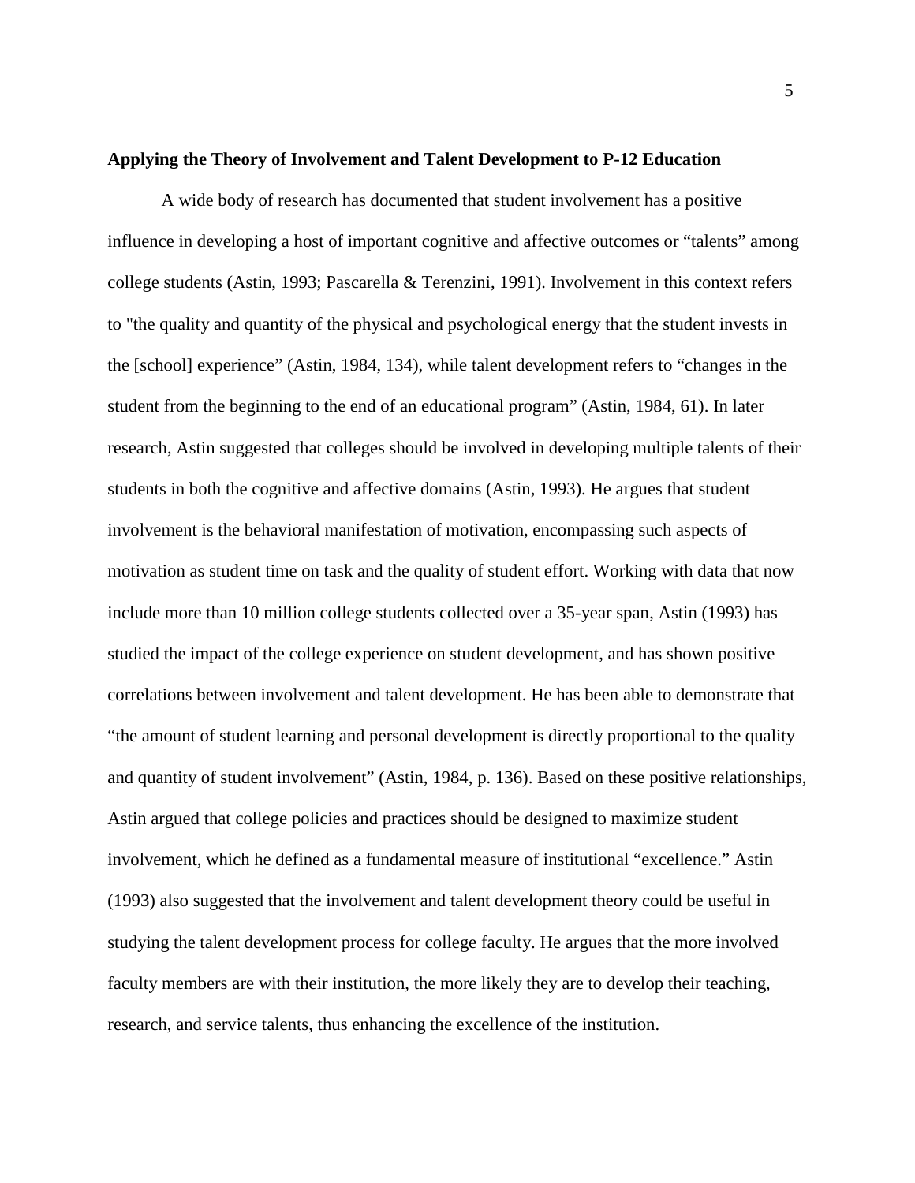**Applying the Theory of Involvement and Talent Development to P-12 Education**

A wide body of research has documented that student involvement has a positive influence in developing a host of important cognitive and affective outcomes or "talents" among college students (Astin, 1993; Pascarella & Terenzini, 1991). Involvement in this context refers to "the quality and quantity of the physical and psychological energy that the student invests in the [school] experience" (Astin, 1984, 134), while talent development refers to "changes in the student from the beginning to the end of an educational program" (Astin, 1984, 61). In later research, Astin suggested that colleges should be involved in developing multiple talents of their students in both the cognitive and affective domains (Astin, 1993). He argues that student involvement is the behavioral manifestation of motivation, encompassing such aspects of motivation as student time on task and the quality of student effort. Working with data that now include more than 10 million college students collected over a 35-year span, Astin (1993) has studied the impact of the college experience on student development, and has shown positive correlations between involvement and talent development. He has been able to demonstrate that "the amount of student learning and personal development is directly proportional to the quality and quantity of student involvement" (Astin, 1984, p. 136). Based on these positive relationships, Astin argued that college policies and practices should be designed to maximize student involvement, which he defined as a fundamental measure of institutional "excellence." Astin (1993) also suggested that the involvement and talent development theory could be useful in studying the talent development process for college faculty. He argues that the more involved faculty members are with their institution, the more likely they are to develop their teaching, research, and service talents, thus enhancing the excellence of the institution.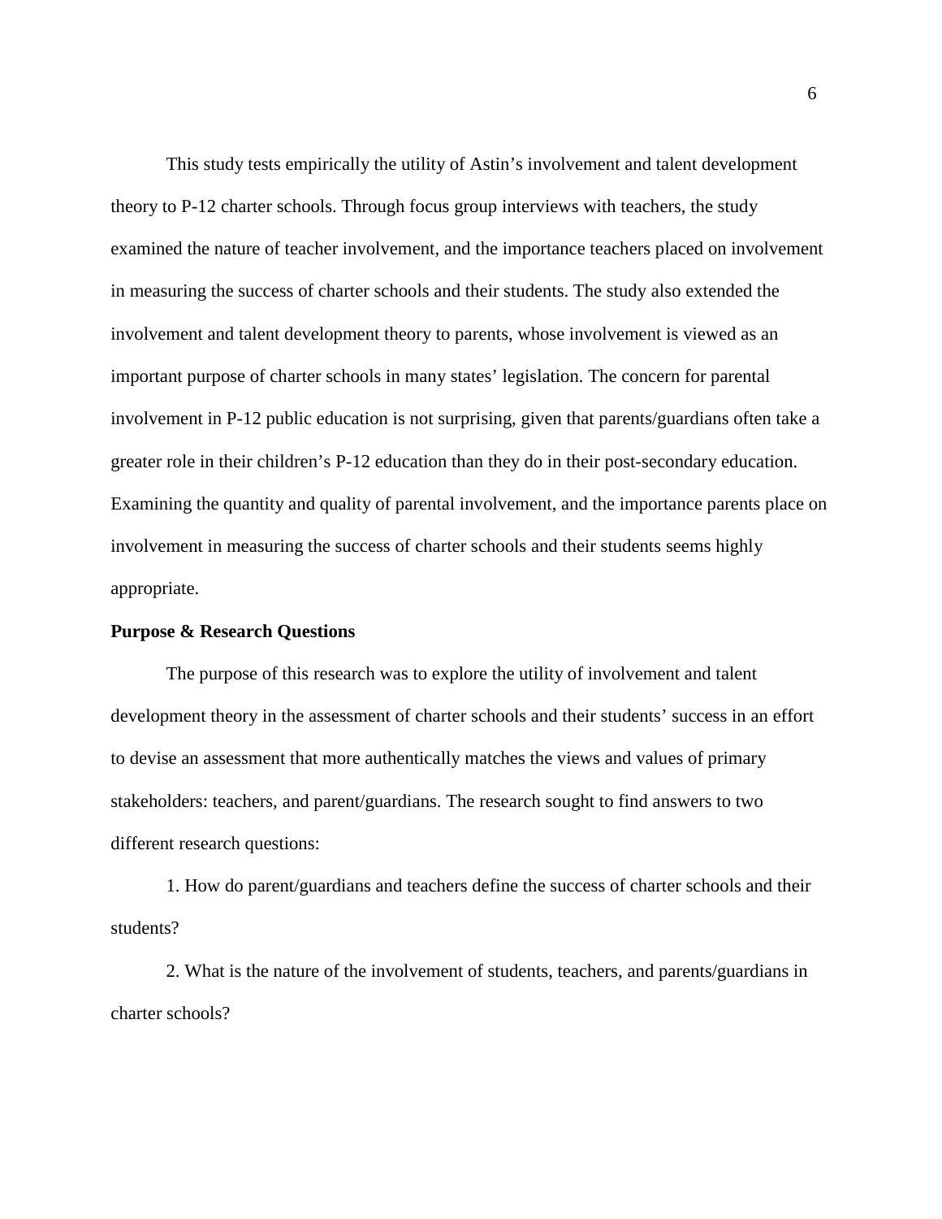This study tests empirically the utility of Astin's involvement and talent development theory to P-12 charter schools. Through focus group interviews with teachers, the study examined the nature of teacher involvement, and the importance teachers placed on involvement in measuring the success of charter schools and their students. The study also extended the involvement and talent development theory to parents, whose involvement is viewed as an important purpose of charter schools in many states' legislation. The concern for parental involvement in P-12 public education is not surprising, given that parents/guardians often take a greater role in their children's P-12 education than they do in their post-secondary education. Examining the quantity and quality of parental involvement, and the importance parents place on involvement in measuring the success of charter schools and their students seems highly appropriate.

**Purpose & Research Questions**

The purpose of this research was to explore the utility of involvement and talent development theory in the assessment of charter schools and their students' success in an effort to devise an assessment that more authentically matches the views and values of primary stakeholders: teachers, and parent/guardians. The research sought to find answers to two different research questions:

1. How do parent/guardians and teachers define the success of charter schools and their students?

2. What is the nature of the involvement of students, teachers, and parents/guardians in charter schools?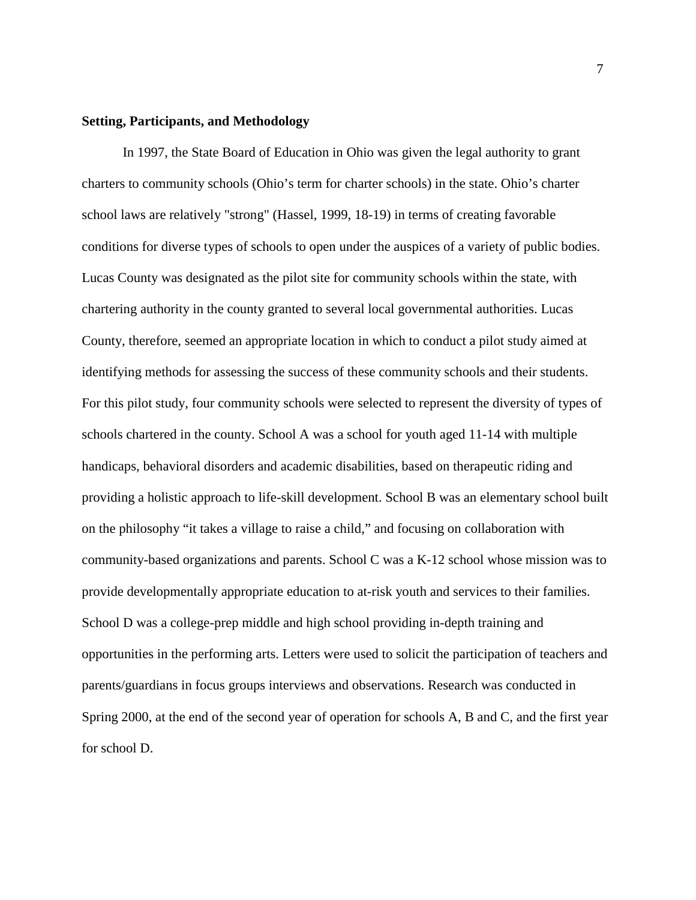**Setting, Participants, and Methodology**

In 1997, the State Board of Education in Ohio was given the legal authority to grant charters to community schools (Ohio's term for charter schools) in the state. Ohio's charter school laws are relatively "strong" (Hassel, 1999, 18-19) in terms of creating favorable conditions for diverse types of schools to open under the auspices of a variety of public bodies. Lucas County was designated as the pilot site for community schools within the state, with chartering authority in the county granted to several local governmental authorities. Lucas County, therefore, seemed an appropriate location in which to conduct a pilot study aimed at identifying methods for assessing the success of these community schools and their students. For this pilot study, four community schools were selected to represent the diversity of types of schools chartered in the county. School A was a school for youth aged 11-14 with multiple handicaps, behavioral disorders and academic disabilities, based on therapeutic riding and providing a holistic approach to life-skill development. School B was an elementary school built on the philosophy "it takes a village to raise a child," and focusing on collaboration with community-based organizations and parents. School C was a K-12 school whose mission was to provide developmentally appropriate education to at-risk youth and services to their families. School D was a college-prep middle and high school providing in-depth training and opportunities in the performing arts. Letters were used to solicit the participation of teachers and parents/guardians in focus groups interviews and observations. Research was conducted in Spring 2000, at the end of the second year of operation for schools A, B and C, and the first year for school D.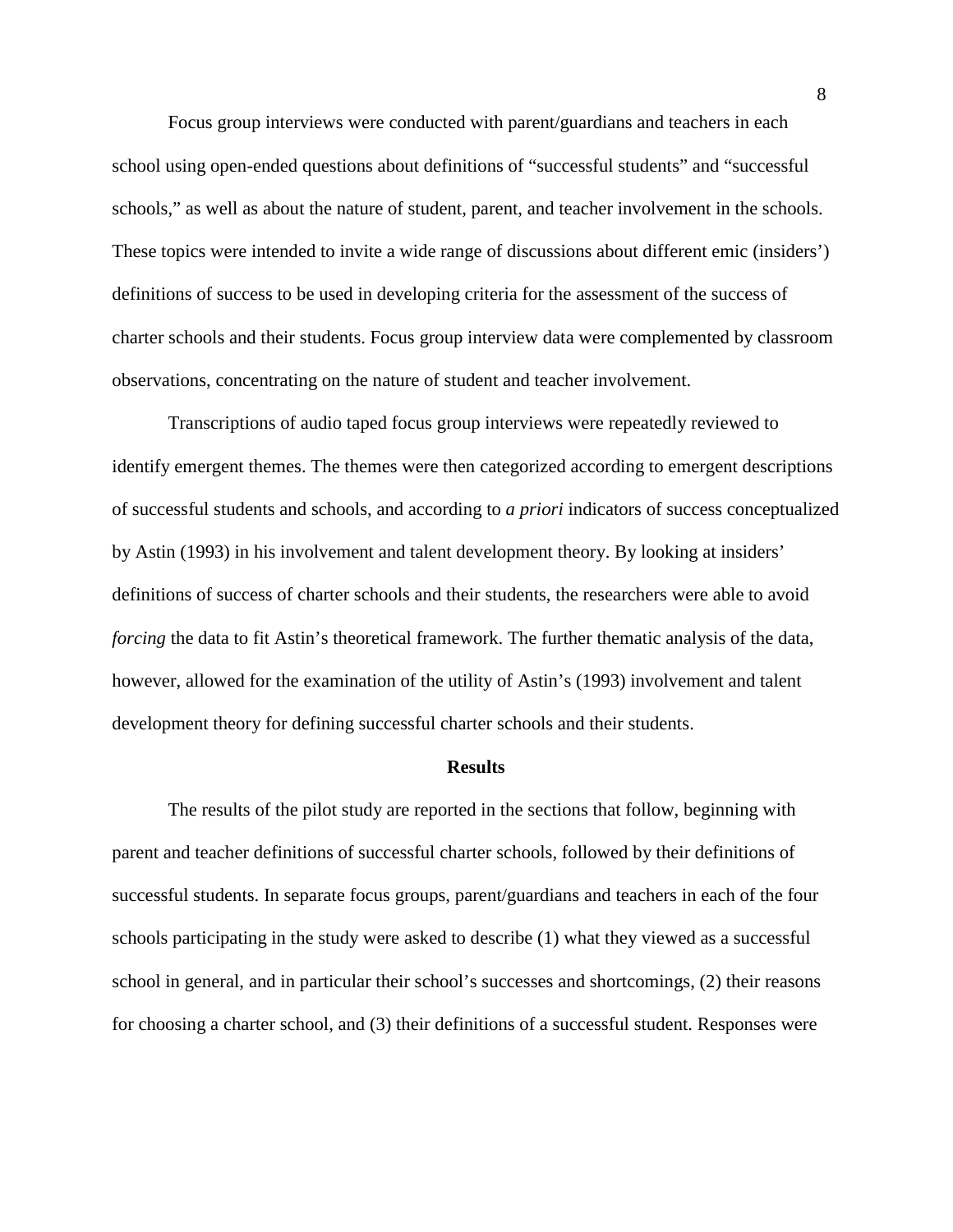Focus group interviews were conducted with parent/guardians and teachers in each school using open-ended questions about definitions of "successful students" and "successful schools," as well as about the nature of student, parent, and teacher involvement in the schools. These topics were intended to invite a wide range of discussions about different emic (insiders') definitions of success to be used in developing criteria for the assessment of the success of charter schools and their students. Focus group interview data were complemented by classroom observations, concentrating on the nature of student and teacher involvement.

Transcriptions of audio taped focus group interviews were repeatedly reviewed to identify emergent themes. The themes were then categorized according to emergent descriptions of successful students and schools, and according to *a priori* indicators of success conceptualized by Astin (1993) in his involvement and talent development theory. By looking at insiders' definitions of success of charter schools and their students, the researchers were able to avoid *forcing* the data to fit Astin's theoretical framework. The further thematic analysis of the data, however, allowed for the examination of the utility of Astin's (1993) involvement and talent development theory for defining successful charter schools and their students.

## Results

The results of the pilot study are reported in the sections that follow, beginning with parent and teacher definitions of successful charter schools, followed by their definitions of successful students. In separate focus groups, parent/guardians and teachers in each of the four schools participating in the study were asked to describe (1) what they viewed as a successful school in general, and in particular their school's successes and shortcomings, (2) their reasons for choosing a charter school, and (3) their definitions of a successful student. Responses were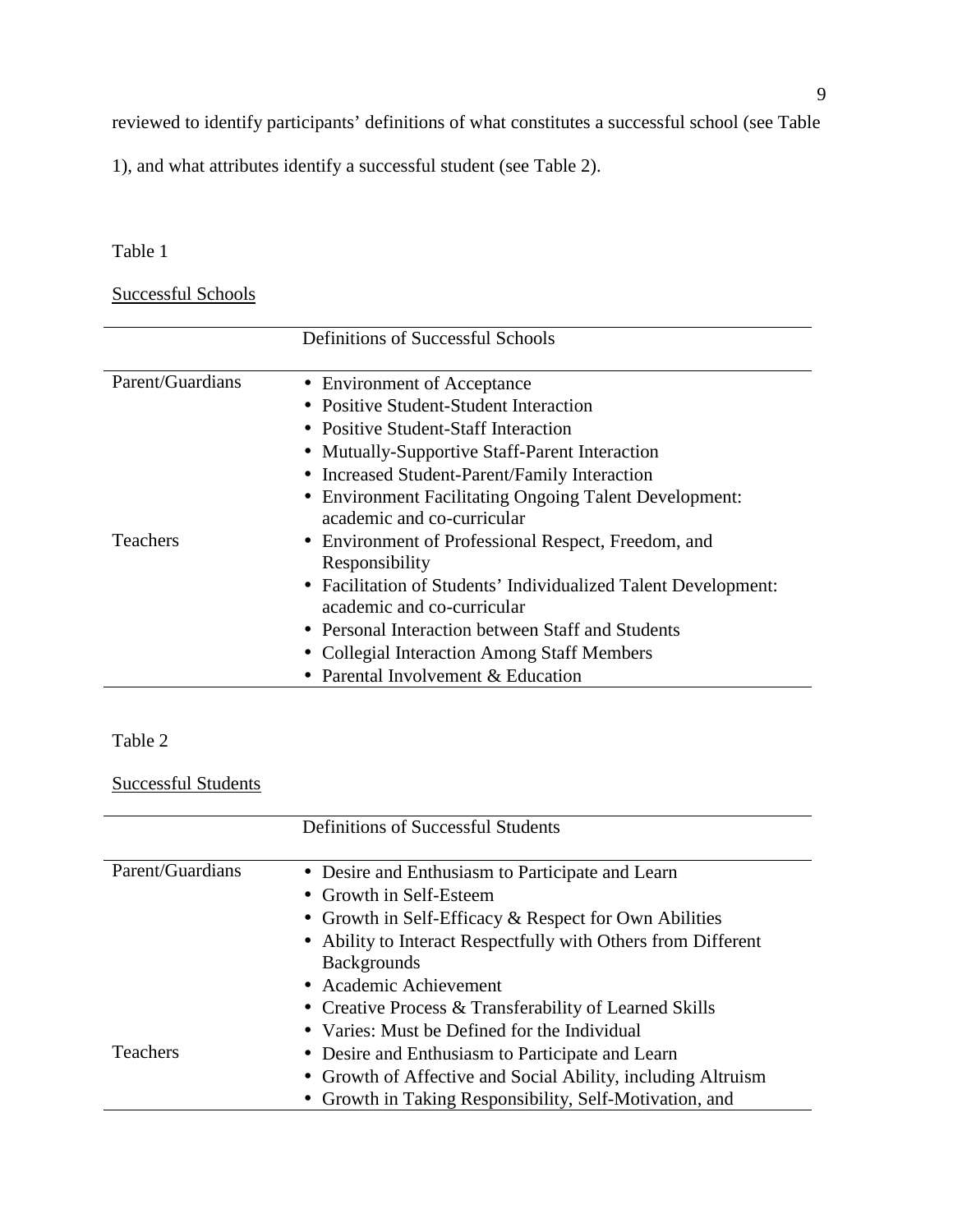reviewed to identify participants' definitions of what constitutes a successful school (see Table 1), and what attributes identify a successful student (see Table 2).

Table 1

Successful Schools

| | Definitions of Successful Schools |
|---|---|
| Parent/Guardians | • Environment of Acceptance<br>• Positive Student-Student Interaction<br>• Positive Student-Staff Interaction<br>• Mutually-Supportive Staff-Parent Interaction<br>• Increased Student-Parent/Family Interaction<br>• Environment Facilitating Ongoing Talent Development: academic and co-curricular |
| Teachers | • Environment of Professional Respect, Freedom, and Responsibility<br>• Facilitation of Students' Individualized Talent Development: academic and co-curricular<br>• Personal Interaction between Staff and Students<br>• Collegial Interaction Among Staff Members<br>• Parental Involvement & Education |

Table 2

Successful Students

| | Definitions of Successful Students |
|---|---|
| Parent/Guardians | • Desire and Enthusiasm to Participate and Learn<br>• Growth in Self-Esteem<br>• Growth in Self-Efficacy & Respect for Own Abilities<br>• Ability to Interact Respectfully with Others from Different Backgrounds<br>• Academic Achievement<br>• Creative Process & Transferability of Learned Skills<br>• Varies: Must be Defined for the Individual |
| Teachers | • Desire and Enthusiasm to Participate and Learn<br>• Growth of Affective and Social Ability, including Altruism<br>• Growth in Taking Responsibility, Self-Motivation, and |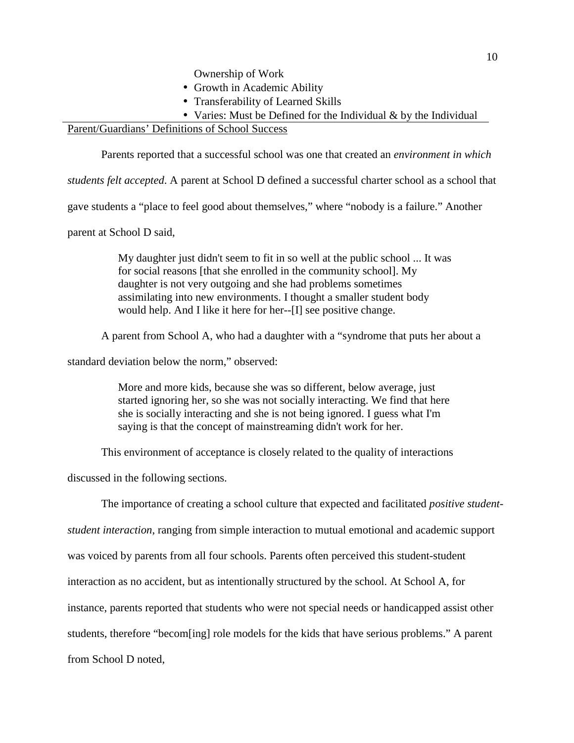Ownership of Work

- Growth in Academic Ability
- Transferability of Learned Skills
- Varies: Must be Defined for the Individual & by the Individual

Parent/Guardians' Definitions of School Success

Parents reported that a successful school was one that created an *environment in which students felt accepted*. A parent at School D defined a successful charter school as a school that gave students a "place to feel good about themselves," where "nobody is a failure." Another parent at School D said,

> My daughter just didn't seem to fit in so well at the public school ... It was for social reasons [that she enrolled in the community school]. My daughter is not very outgoing and she had problems sometimes assimilating into new environments. I thought a smaller student body would help. And I like it here for her--[I] see positive change.

A parent from School A, who had a daughter with a "syndrome that puts her about a standard deviation below the norm," observed:

> More and more kids, because she was so different, below average, just started ignoring her, so she was not socially interacting. We find that here she is socially interacting and she is not being ignored. I guess what I'm saying is that the concept of mainstreaming didn't work for her.

This environment of acceptance is closely related to the quality of interactions discussed in the following sections.

The importance of creating a school culture that expected and facilitated *positive student-student interaction*, ranging from simple interaction to mutual emotional and academic support was voiced by parents from all four schools. Parents often perceived this student-student interaction as no accident, but as intentionally structured by the school. At School A, for instance, parents reported that students who were not special needs or handicapped assist other students, therefore "becom[ing] role models for the kids that have serious problems." A parent from School D noted,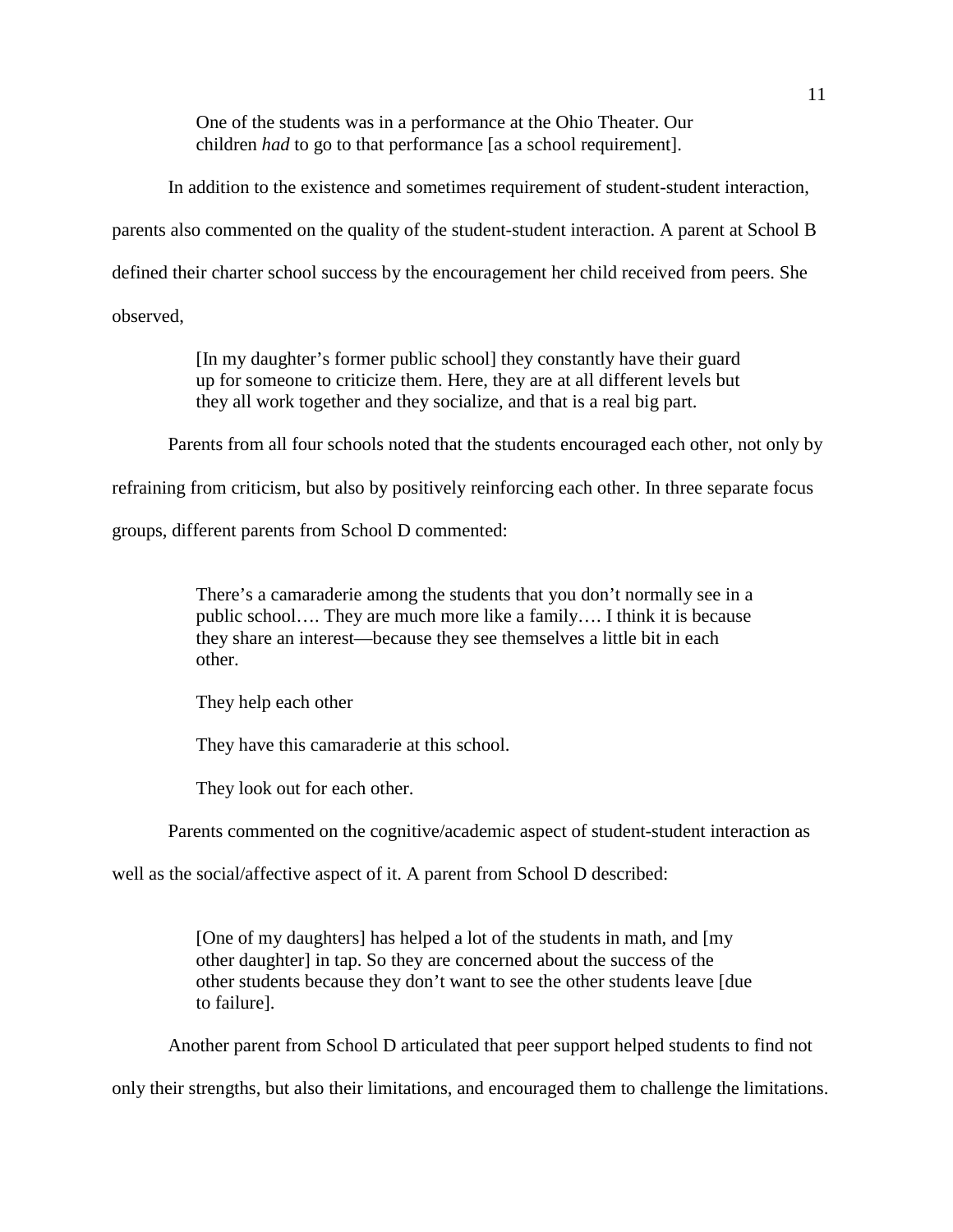> One of the students was in a performance at the Ohio Theater. Our children *had* to go to that performance [as a school requirement].

In addition to the existence and sometimes requirement of student-student interaction, parents also commented on the quality of the student-student interaction. A parent at School B defined their charter school success by the encouragement her child received from peers. She observed,

> [In my daughter's former public school] they constantly have their guard up for someone to criticize them. Here, they are at all different levels but they all work together and they socialize, and that is a real big part.

Parents from all four schools noted that the students encouraged each other, not only by refraining from criticism, but also by positively reinforcing each other. In three separate focus groups, different parents from School D commented:

> There's a camaraderie among the students that you don't normally see in a public school…. They are much more like a family…. I think it is because they share an interest—because they see themselves a little bit in each other.
>
> They help each other
>
> They have this camaraderie at this school.
>
> They look out for each other.

Parents commented on the cognitive/academic aspect of student-student interaction as well as the social/affective aspect of it. A parent from School D described:

> [One of my daughters] has helped a lot of the students in math, and [my other daughter] in tap. So they are concerned about the success of the other students because they don't want to see the other students leave [due to failure].

Another parent from School D articulated that peer support helped students to find not only their strengths, but also their limitations, and encouraged them to challenge the limitations.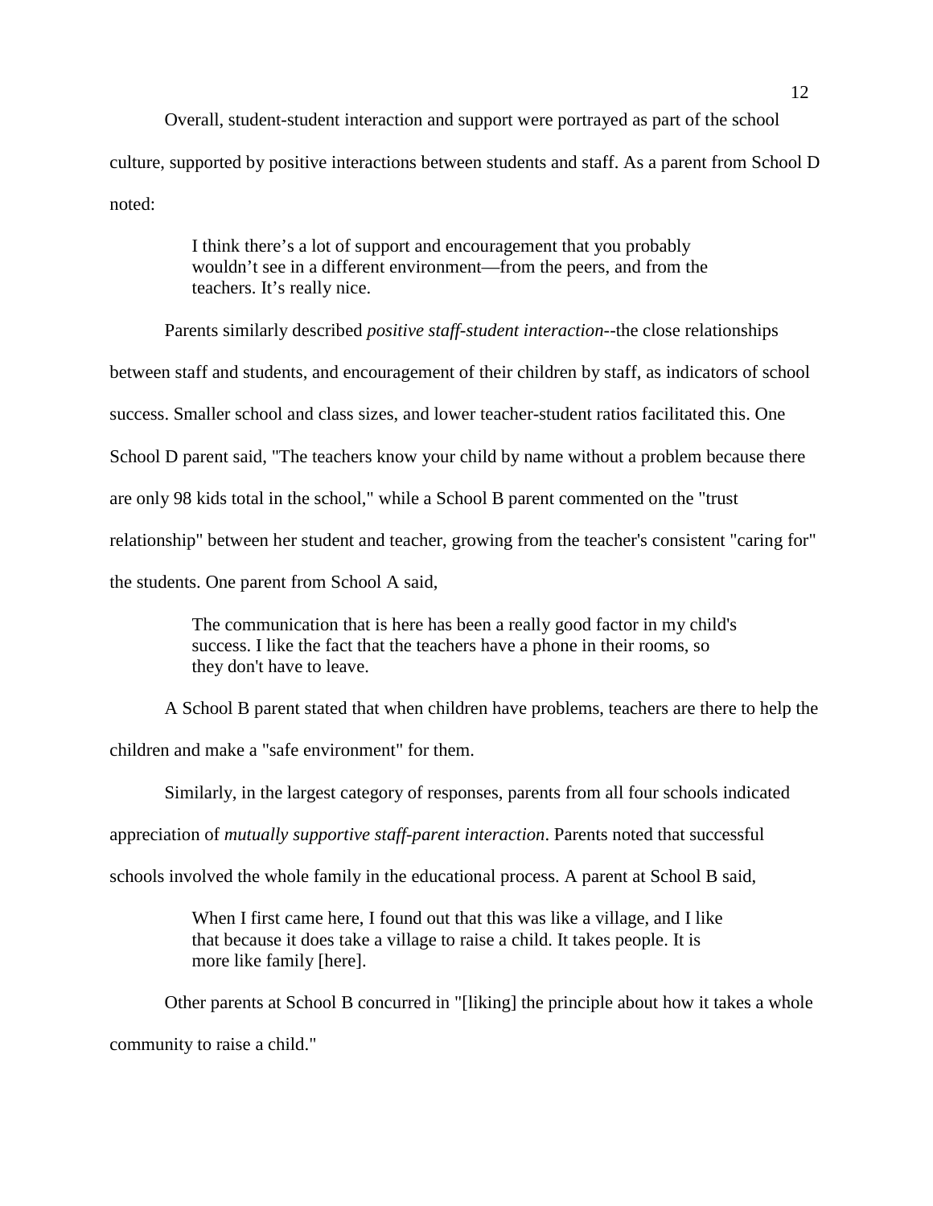Overall, student-student interaction and support were portrayed as part of the school culture, supported by positive interactions between students and staff. As a parent from School D noted:

> I think there’s a lot of support and encouragement that you probably wouldn’t see in a different environment—from the peers, and from the teachers. It’s really nice.

Parents similarly described *positive staff-student interaction*--the close relationships between staff and students, and encouragement of their children by staff, as indicators of school success. Smaller school and class sizes, and lower teacher-student ratios facilitated this. One School D parent said, "The teachers know your child by name without a problem because there are only 98 kids total in the school," while a School B parent commented on the "trust relationship" between her student and teacher, growing from the teacher's consistent "caring for" the students. One parent from School A said,

> The communication that is here has been a really good factor in my child's success. I like the fact that the teachers have a phone in their rooms, so they don't have to leave.

A School B parent stated that when children have problems, teachers are there to help the children and make a "safe environment" for them.

Similarly, in the largest category of responses, parents from all four schools indicated appreciation of *mutually supportive staff-parent interaction*. Parents noted that successful schools involved the whole family in the educational process. A parent at School B said,

> When I first came here, I found out that this was like a village, and I like that because it does take a village to raise a child. It takes people. It is more like family [here].

Other parents at School B concurred in "[liking] the principle about how it takes a whole community to raise a child."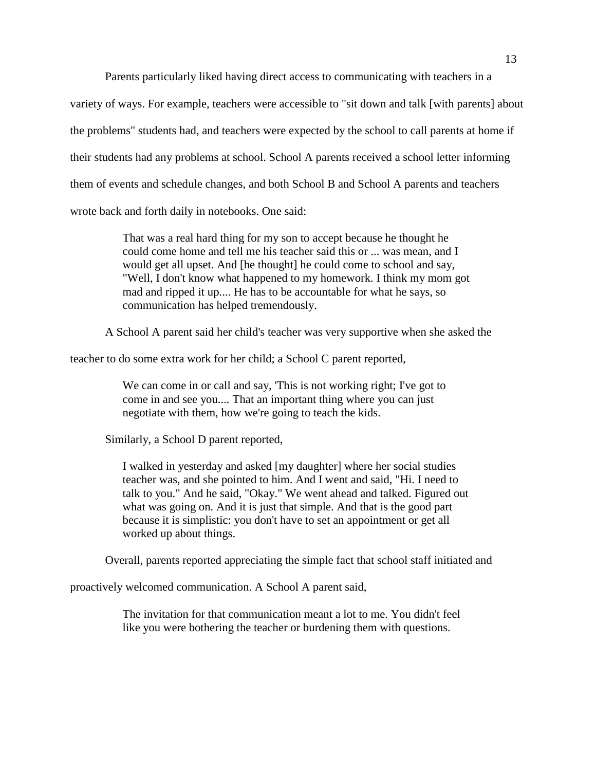Parents particularly liked having direct access to communicating with teachers in a variety of ways. For example, teachers were accessible to "sit down and talk [with parents] about the problems" students had, and teachers were expected by the school to call parents at home if their students had any problems at school. School A parents received a school letter informing them of events and schedule changes, and both School B and School A parents and teachers wrote back and forth daily in notebooks. One said:

> That was a real hard thing for my son to accept because he thought he could come home and tell me his teacher said this or ... was mean, and I would get all upset. And [he thought] he could come to school and say, "Well, I don't know what happened to my homework. I think my mom got mad and ripped it up.... He has to be accountable for what he says, so communication has helped tremendously.

A School A parent said her child's teacher was very supportive when she asked the teacher to do some extra work for her child; a School C parent reported,

> We can come in or call and say, 'This is not working right; I've got to come in and see you.... That an important thing where you can just negotiate with them, how we're going to teach the kids.

Similarly, a School D parent reported,

> I walked in yesterday and asked [my daughter] where her social studies teacher was, and she pointed to him. And I went and said, "Hi. I need to talk to you." And he said, "Okay." We went ahead and talked. Figured out what was going on. And it is just that simple. And that is the good part because it is simplistic: you don't have to set an appointment or get all worked up about things.

Overall, parents reported appreciating the simple fact that school staff initiated and proactively welcomed communication. A School A parent said,

> The invitation for that communication meant a lot to me. You didn't feel like you were bothering the teacher or burdening them with questions.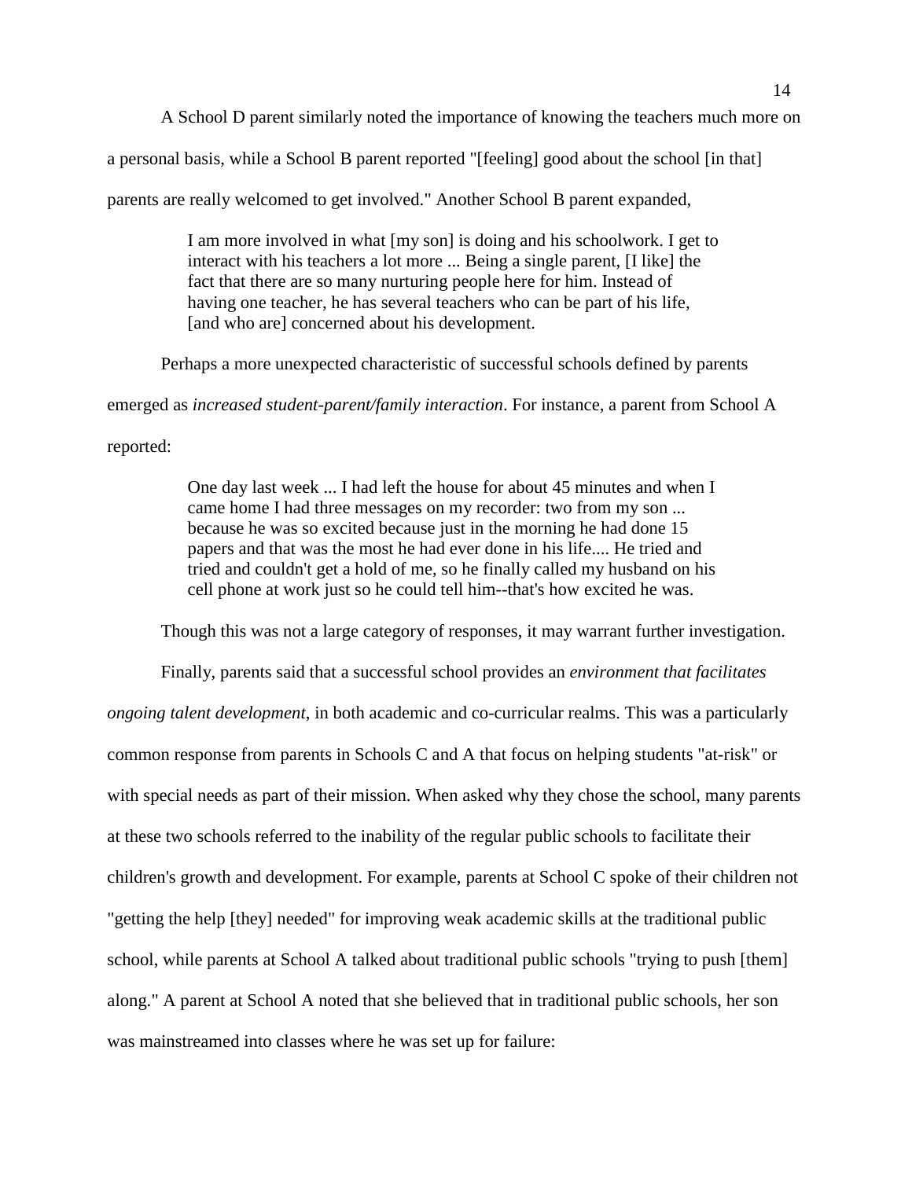A School D parent similarly noted the importance of knowing the teachers much more on a personal basis, while a School B parent reported "[feeling] good about the school [in that] parents are really welcomed to get involved." Another School B parent expanded,

> I am more involved in what [my son] is doing and his schoolwork. I get to interact with his teachers a lot more ... Being a single parent, [I like] the fact that there are so many nurturing people here for him. Instead of having one teacher, he has several teachers who can be part of his life, [and who are] concerned about his development.

Perhaps a more unexpected characteristic of successful schools defined by parents emerged as *increased student-parent/family interaction*. For instance, a parent from School A reported:

> One day last week ... I had left the house for about 45 minutes and when I came home I had three messages on my recorder: two from my son ... because he was so excited because just in the morning he had done 15 papers and that was the most he had ever done in his life.... He tried and tried and couldn't get a hold of me, so he finally called my husband on his cell phone at work just so he could tell him--that's how excited he was.

Though this was not a large category of responses, it may warrant further investigation.

Finally, parents said that a successful school provides an *environment that facilitates ongoing talent development*, in both academic and co-curricular realms. This was a particularly common response from parents in Schools C and A that focus on helping students "at-risk" or with special needs as part of their mission. When asked why they chose the school, many parents at these two schools referred to the inability of the regular public schools to facilitate their children's growth and development. For example, parents at School C spoke of their children not "getting the help [they] needed" for improving weak academic skills at the traditional public school, while parents at School A talked about traditional public schools "trying to push [them] along." A parent at School A noted that she believed that in traditional public schools, her son was mainstreamed into classes where he was set up for failure: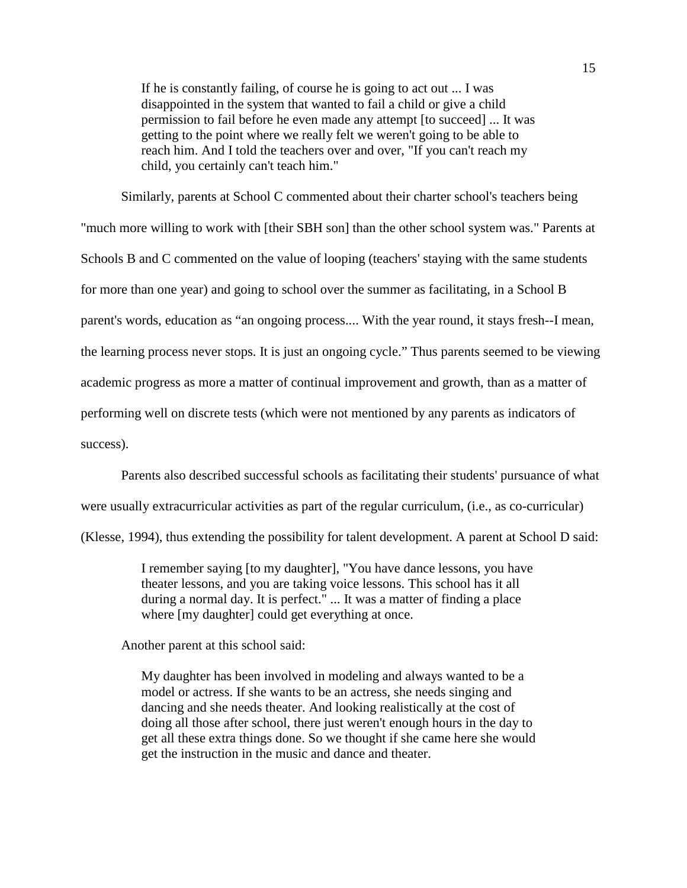> If he is constantly failing, of course he is going to act out ... I was disappointed in the system that wanted to fail a child or give a child permission to fail before he even made any attempt [to succeed] ... It was getting to the point where we really felt we weren't going to be able to reach him. And I told the teachers over and over, "If you can't reach my child, you certainly can't teach him."

Similarly, parents at School C commented about their charter school's teachers being "much more willing to work with [their SBH son] than the other school system was." Parents at Schools B and C commented on the value of looping (teachers' staying with the same students for more than one year) and going to school over the summer as facilitating, in a School B parent's words, education as "an ongoing process.... With the year round, it stays fresh--I mean, the learning process never stops. It is just an ongoing cycle." Thus parents seemed to be viewing academic progress as more a matter of continual improvement and growth, than as a matter of performing well on discrete tests (which were not mentioned by any parents as indicators of success).

Parents also described successful schools as facilitating their students' pursuance of what were usually extracurricular activities as part of the regular curriculum, (i.e., as co-curricular) (Klesse, 1994), thus extending the possibility for talent development. A parent at School D said:

> I remember saying [to my daughter], "You have dance lessons, you have theater lessons, and you are taking voice lessons. This school has it all during a normal day. It is perfect." ... It was a matter of finding a place where [my daughter] could get everything at once.

Another parent at this school said:

> My daughter has been involved in modeling and always wanted to be a model or actress. If she wants to be an actress, she needs singing and dancing and she needs theater. And looking realistically at the cost of doing all those after school, there just weren't enough hours in the day to get all these extra things done. So we thought if she came here she would get the instruction in the music and dance and theater.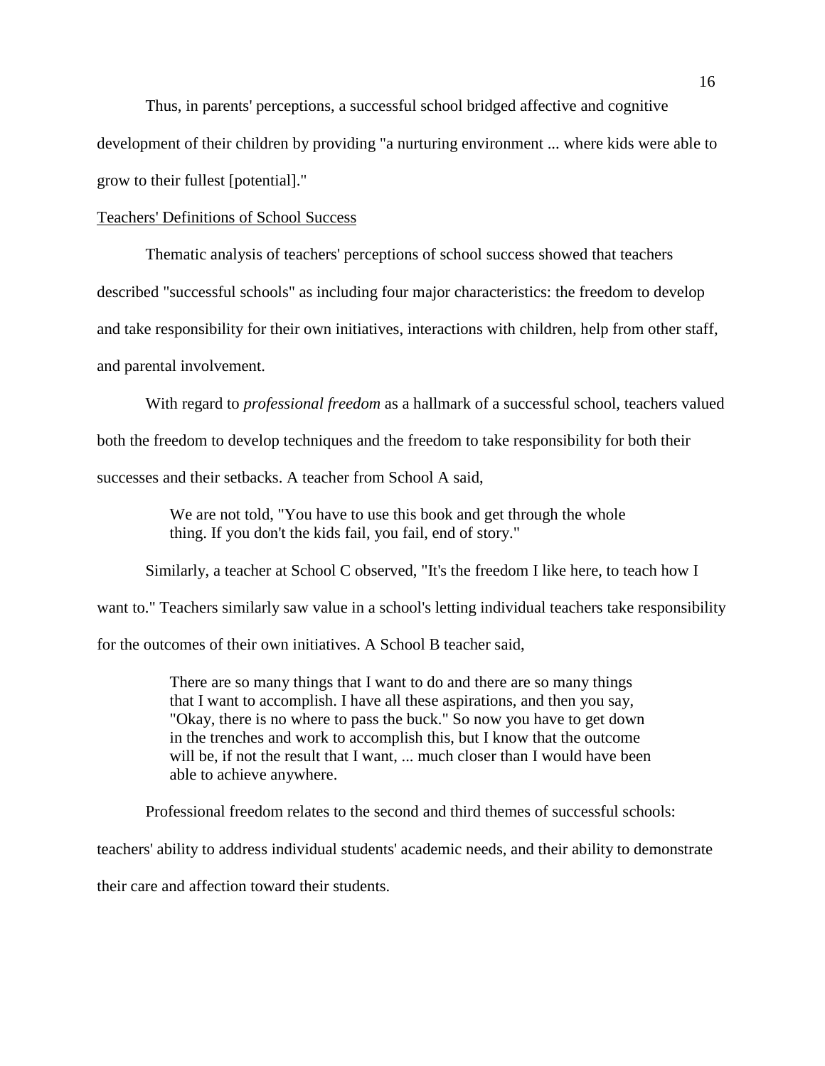Thus, in parents' perceptions, a successful school bridged affective and cognitive development of their children by providing "a nurturing environment ... where kids were able to grow to their fullest [potential]."

<u>Teachers' Definitions of School Success</u>

Thematic analysis of teachers' perceptions of school success showed that teachers described "successful schools" as including four major characteristics: the freedom to develop and take responsibility for their own initiatives, interactions with children, help from other staff, and parental involvement.

With regard to *professional freedom* as a hallmark of a successful school, teachers valued both the freedom to develop techniques and the freedom to take responsibility for both their successes and their setbacks. A teacher from School A said,

> We are not told, "You have to use this book and get through the whole thing. If you don't the kids fail, you fail, end of story."

Similarly, a teacher at School C observed, "It's the freedom I like here, to teach how I want to." Teachers similarly saw value in a school's letting individual teachers take responsibility for the outcomes of their own initiatives. A School B teacher said,

> There are so many things that I want to do and there are so many things that I want to accomplish. I have all these aspirations, and then you say, "Okay, there is no where to pass the buck." So now you have to get down in the trenches and work to accomplish this, but I know that the outcome will be, if not the result that I want, ... much closer than I would have been able to achieve anywhere.

Professional freedom relates to the second and third themes of successful schools: teachers' ability to address individual students' academic needs, and their ability to demonstrate their care and affection toward their students.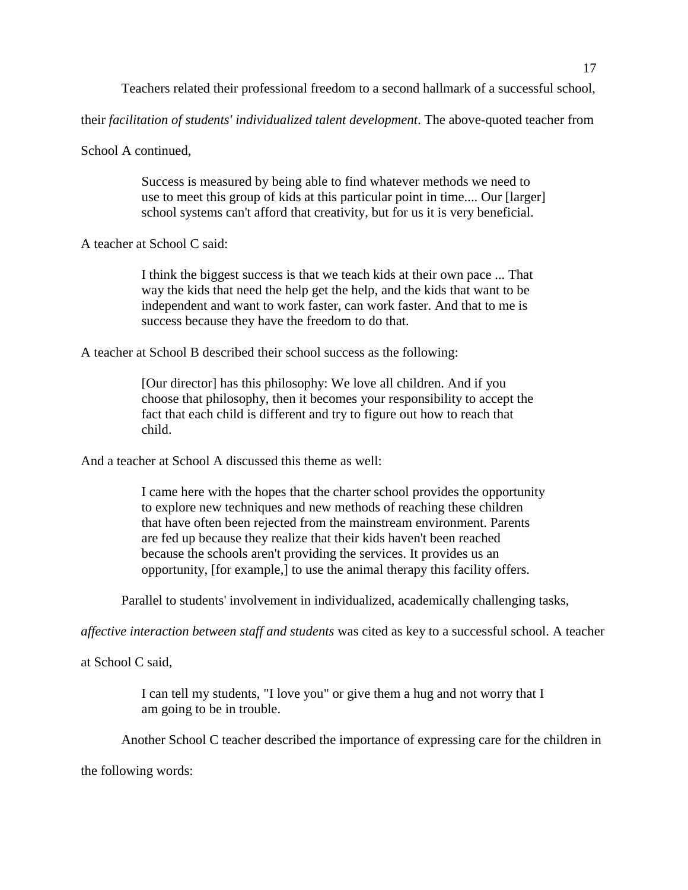Teachers related their professional freedom to a second hallmark of a successful school, their *facilitation of students' individualized talent development*. The above-quoted teacher from School A continued,

> Success is measured by being able to find whatever methods we need to use to meet this group of kids at this particular point in time.... Our [larger] school systems can't afford that creativity, but for us it is very beneficial.

A teacher at School C said:

> I think the biggest success is that we teach kids at their own pace ... That way the kids that need the help get the help, and the kids that want to be independent and want to work faster, can work faster. And that to me is success because they have the freedom to do that.

A teacher at School B described their school success as the following:

> [Our director] has this philosophy: We love all children. And if you choose that philosophy, then it becomes your responsibility to accept the fact that each child is different and try to figure out how to reach that child.

And a teacher at School A discussed this theme as well:

> I came here with the hopes that the charter school provides the opportunity to explore new techniques and new methods of reaching these children that have often been rejected from the mainstream environment. Parents are fed up because they realize that their kids haven't been reached because the schools aren't providing the services. It provides us an opportunity, [for example,] to use the animal therapy this facility offers.

Parallel to students' involvement in individualized, academically challenging tasks, *affective interaction between staff and students* was cited as key to a successful school. A teacher at School C said,

> I can tell my students, "I love you" or give them a hug and not worry that I am going to be in trouble.

Another School C teacher described the importance of expressing care for the children in the following words: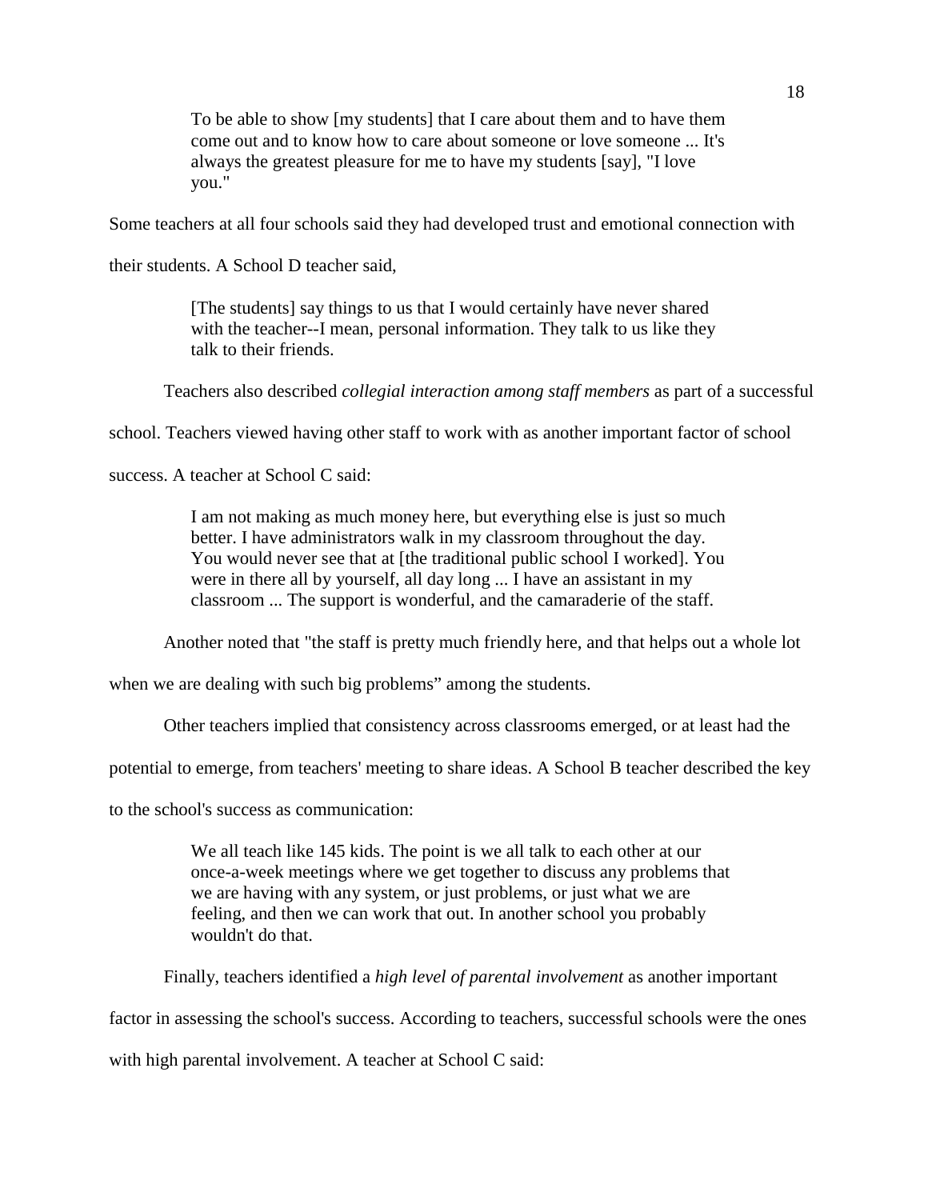> To be able to show [my students] that I care about them and to have them come out and to know how to care about someone or love someone ... It's always the greatest pleasure for me to have my students [say], "I love you."

Some teachers at all four schools said they had developed trust and emotional connection with their students. A School D teacher said,

> [The students] say things to us that I would certainly have never shared with the teacher--I mean, personal information. They talk to us like they talk to their friends.

Teachers also described *collegial interaction among staff members* as part of a successful school. Teachers viewed having other staff to work with as another important factor of school success. A teacher at School C said:

> I am not making as much money here, but everything else is just so much better. I have administrators walk in my classroom throughout the day. You would never see that at [the traditional public school I worked]. You were in there all by yourself, all day long ... I have an assistant in my classroom ... The support is wonderful, and the camaraderie of the staff.

Another noted that "the staff is pretty much friendly here, and that helps out a whole lot when we are dealing with such big problems" among the students.

Other teachers implied that consistency across classrooms emerged, or at least had the potential to emerge, from teachers' meeting to share ideas. A School B teacher described the key to the school's success as communication:

> We all teach like 145 kids. The point is we all talk to each other at our once-a-week meetings where we get together to discuss any problems that we are having with any system, or just problems, or just what we are feeling, and then we can work that out. In another school you probably wouldn't do that.

Finally, teachers identified a *high level of parental involvement* as another important factor in assessing the school's success. According to teachers, successful schools were the ones with high parental involvement. A teacher at School C said: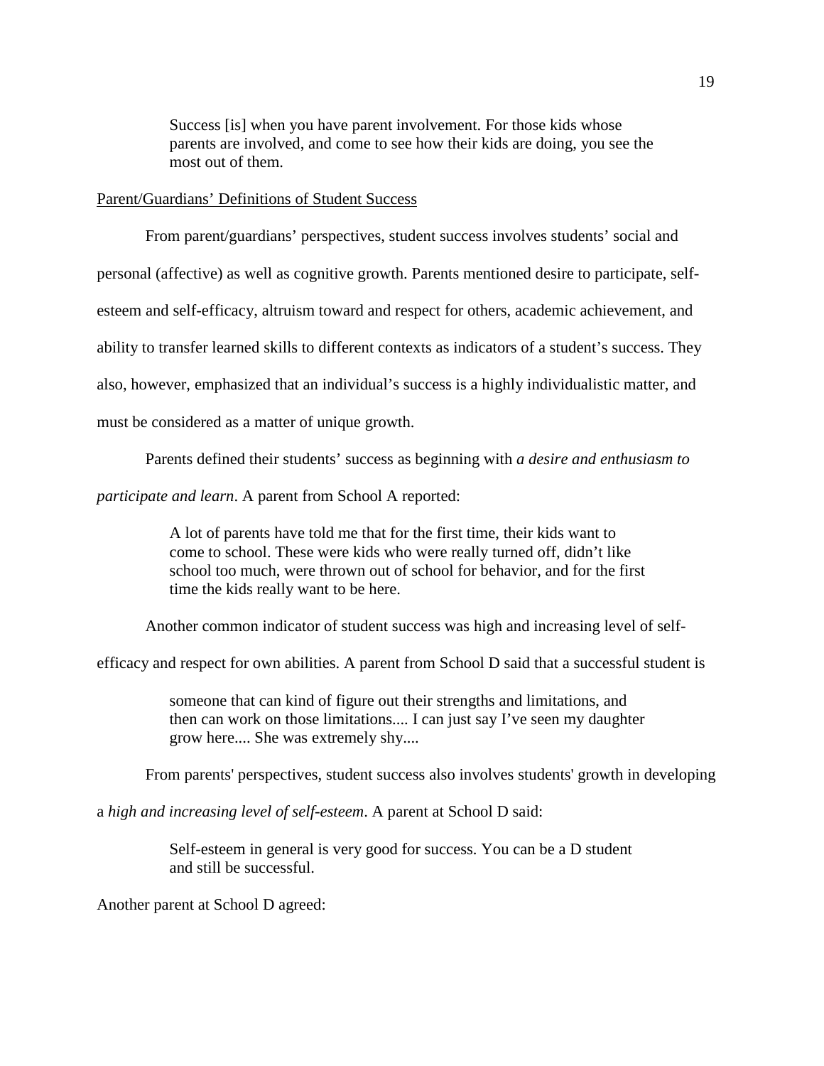> Success [is] when you have parent involvement. For those kids whose parents are involved, and come to see how their kids are doing, you see the most out of them.

Parent/Guardians' Definitions of Student Success

From parent/guardians' perspectives, student success involves students' social and personal (affective) as well as cognitive growth. Parents mentioned desire to participate, self-esteem and self-efficacy, altruism toward and respect for others, academic achievement, and ability to transfer learned skills to different contexts as indicators of a student's success. They also, however, emphasized that an individual's success is a highly individualistic matter, and must be considered as a matter of unique growth.

Parents defined their students' success as beginning with *a desire and enthusiasm to participate and learn*. A parent from School A reported:

> A lot of parents have told me that for the first time, their kids want to come to school. These were kids who were really turned off, didn't like school too much, were thrown out of school for behavior, and for the first time the kids really want to be here.

Another common indicator of student success was high and increasing level of self-efficacy and respect for own abilities. A parent from School D said that a successful student is

> someone that can kind of figure out their strengths and limitations, and then can work on those limitations.... I can just say I've seen my daughter grow here.... She was extremely shy....

From parents' perspectives, student success also involves students' growth in developing a *high and increasing level of self-esteem*. A parent at School D said:

> Self-esteem in general is very good for success. You can be a D student and still be successful.

Another parent at School D agreed: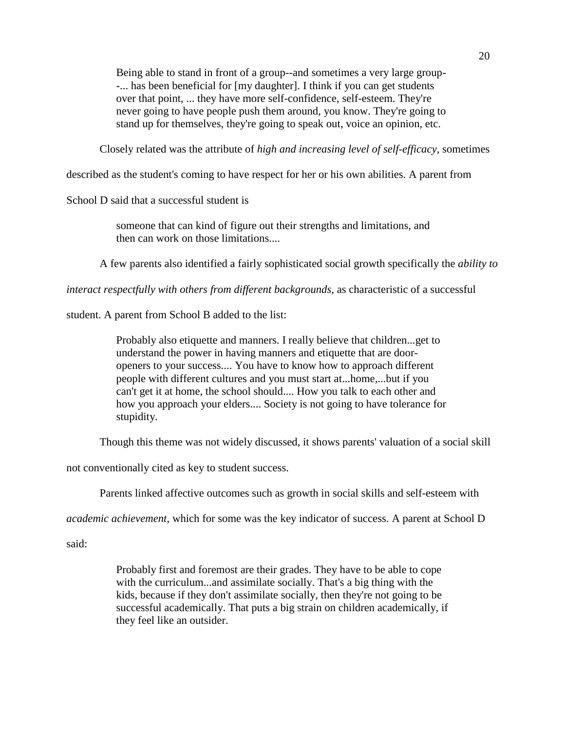> Being able to stand in front of a group--and sometimes a very large group--... has been beneficial for [my daughter]. I think if you can get students over that point, ... they have more self-confidence, self-esteem. They're never going to have people push them around, you know. They're going to stand up for themselves, they're going to speak out, voice an opinion, etc.

Closely related was the attribute of *high and increasing level of self-efficacy*, sometimes described as the student's coming to have respect for her or his own abilities. A parent from School D said that a successful student is

> someone that can kind of figure out their strengths and limitations, and then can work on those limitations....

A few parents also identified a fairly sophisticated social growth specifically the *ability to interact respectfully with others from different backgrounds*, as characteristic of a successful student. A parent from School B added to the list:

> Probably also etiquette and manners. I really believe that children...get to understand the power in having manners and etiquette that are door-openers to your success.... You have to know how to approach different people with different cultures and you must start at...home,...but if you can't get it at home, the school should.... How you talk to each other and how you approach your elders.... Society is not going to have tolerance for stupidity.

Though this theme was not widely discussed, it shows parents' valuation of a social skill not conventionally cited as key to student success.

Parents linked affective outcomes such as growth in social skills and self-esteem with *academic achievement*, which for some was the key indicator of success. A parent at School D said:

> Probably first and foremost are their grades. They have to be able to cope with the curriculum...and assimilate socially. That's a big thing with the kids, because if they don't assimilate socially, then they're not going to be successful academically. That puts a big strain on children academically, if they feel like an outsider.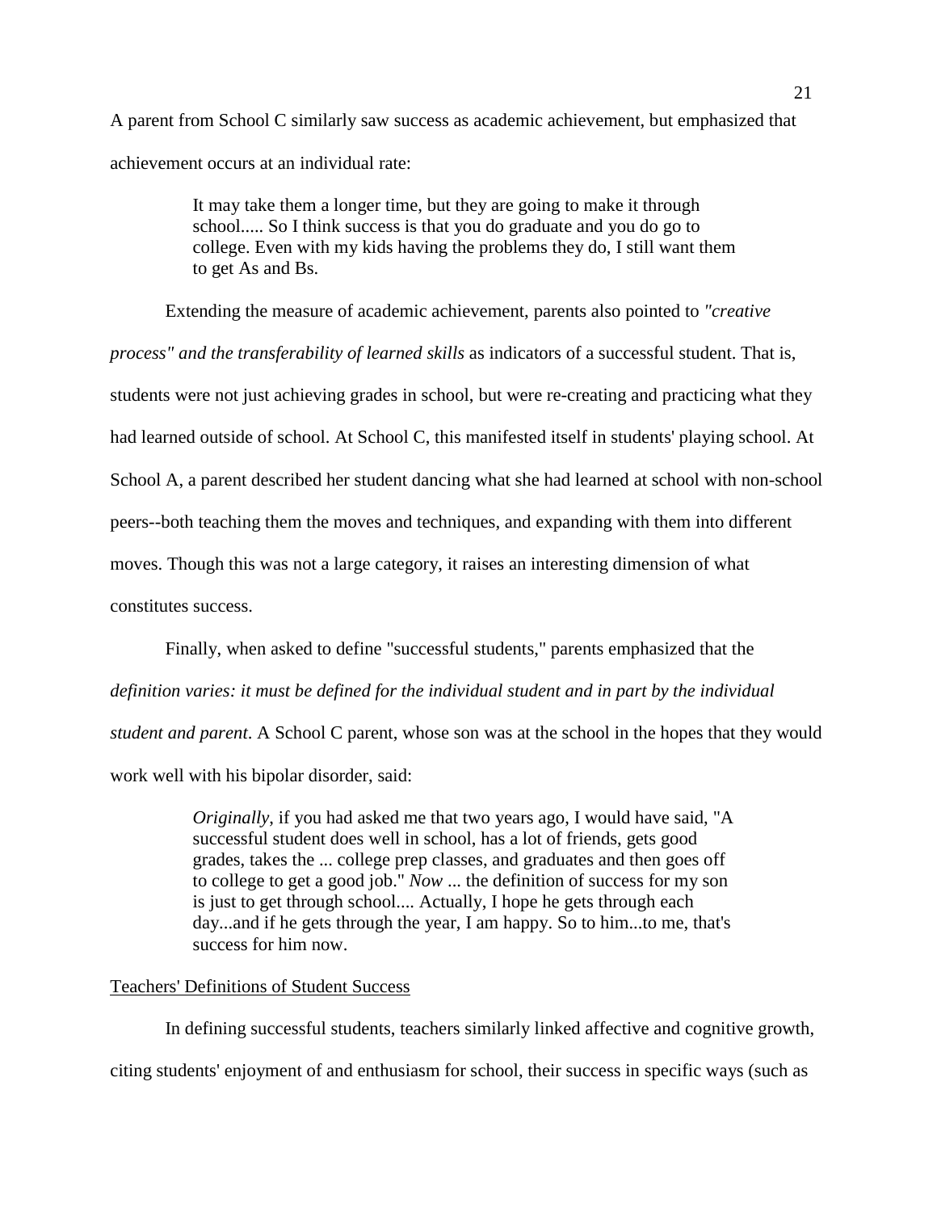A parent from School C similarly saw success as academic achievement, but emphasized that achievement occurs at an individual rate:

> It may take them a longer time, but they are going to make it through school..... So I think success is that you do graduate and you do go to college. Even with my kids having the problems they do, I still want them to get As and Bs.

Extending the measure of academic achievement, parents also pointed to *"creative process" and the transferability of learned skills* as indicators of a successful student. That is, students were not just achieving grades in school, but were re-creating and practicing what they had learned outside of school. At School C, this manifested itself in students' playing school. At School A, a parent described her student dancing what she had learned at school with non-school peers--both teaching them the moves and techniques, and expanding with them into different moves. Though this was not a large category, it raises an interesting dimension of what constitutes success.

Finally, when asked to define "successful students," parents emphasized that the *definition varies: it must be defined for the individual student and in part by the individual student and parent*. A School C parent, whose son was at the school in the hopes that they would work well with his bipolar disorder, said:

> *Originally*, if you had asked me that two years ago, I would have said, "A successful student does well in school, has a lot of friends, gets good grades, takes the ... college prep classes, and graduates and then goes off to college to get a good job." *Now* ... the definition of success for my son is just to get through school.... Actually, I hope he gets through each day...and if he gets through the year, I am happy. So to him...to me, that's success for him now.

<u>Teachers' Definitions of Student Success</u>

In defining successful students, teachers similarly linked affective and cognitive growth, citing students' enjoyment of and enthusiasm for school, their success in specific ways (such as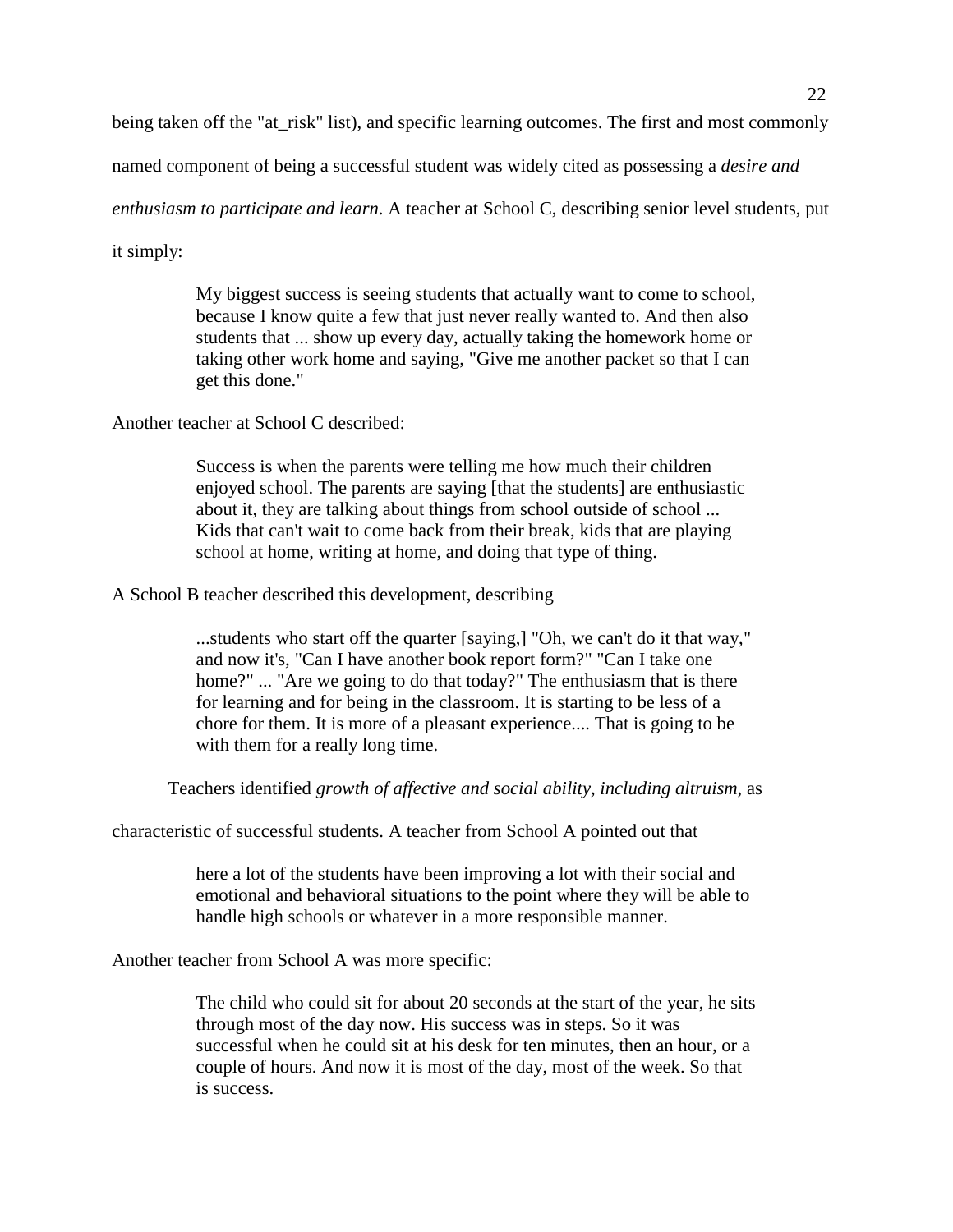being taken off the "at_risk" list), and specific learning outcomes. The first and most commonly named component of being a successful student was widely cited as possessing a *desire and enthusiasm to participate and learn*. A teacher at School C, describing senior level students, put it simply:

> My biggest success is seeing students that actually want to come to school, because I know quite a few that just never really wanted to. And then also students that ... show up every day, actually taking the homework home or taking other work home and saying, "Give me another packet so that I can get this done."

Another teacher at School C described:

> Success is when the parents were telling me how much their children enjoyed school. The parents are saying [that the students] are enthusiastic about it, they are talking about things from school outside of school ... Kids that can't wait to come back from their break, kids that are playing school at home, writing at home, and doing that type of thing.

A School B teacher described this development, describing

> ...students who start off the quarter [saying,] "Oh, we can't do it that way," and now it's, "Can I have another book report form?" "Can I take one home?" ... "Are we going to do that today?" The enthusiasm that is there for learning and for being in the classroom. It is starting to be less of a chore for them. It is more of a pleasant experience.... That is going to be with them for a really long time.

Teachers identified *growth of affective and social ability, including altruism*, as characteristic of successful students. A teacher from School A pointed out that

> here a lot of the students have been improving a lot with their social and emotional and behavioral situations to the point where they will be able to handle high schools or whatever in a more responsible manner.

Another teacher from School A was more specific:

> The child who could sit for about 20 seconds at the start of the year, he sits through most of the day now. His success was in steps. So it was successful when he could sit at his desk for ten minutes, then an hour, or a couple of hours. And now it is most of the day, most of the week. So that is success.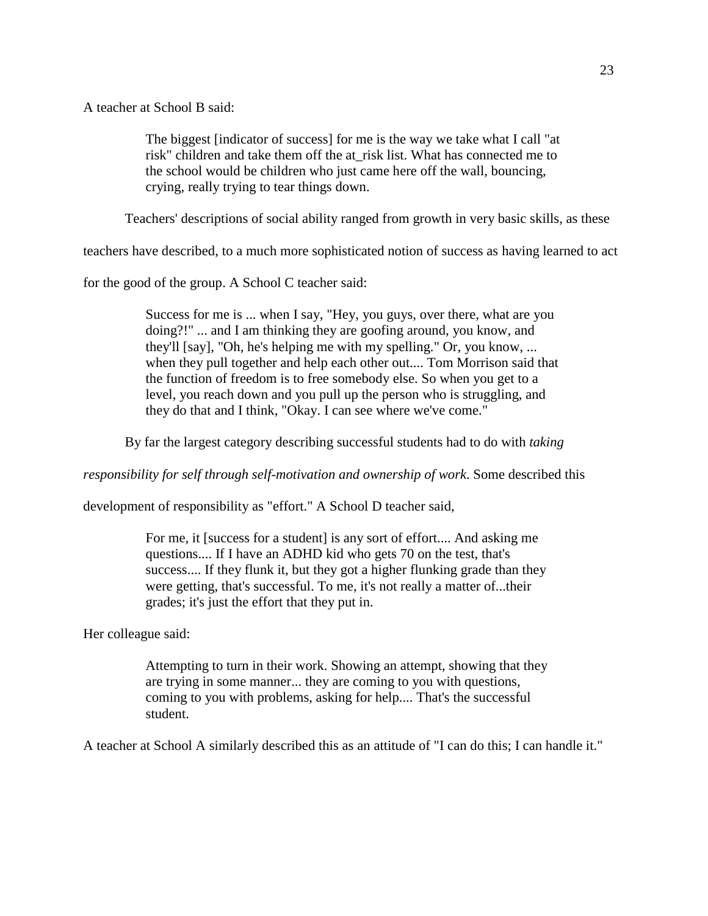A teacher at School B said:

> The biggest [indicator of success] for me is the way we take what I call "at risk" children and take them off the at_risk list. What has connected me to the school would be children who just came here off the wall, bouncing, crying, really trying to tear things down.

Teachers' descriptions of social ability ranged from growth in very basic skills, as these teachers have described, to a much more sophisticated notion of success as having learned to act for the good of the group. A School C teacher said:

> Success for me is ... when I say, "Hey, you guys, over there, what are you doing?!" ... and I am thinking they are goofing around, you know, and they'll [say], "Oh, he's helping me with my spelling." Or, you know, ... when they pull together and help each other out.... Tom Morrison said that the function of freedom is to free somebody else. So when you get to a level, you reach down and you pull up the person who is struggling, and they do that and I think, "Okay. I can see where we've come."

By far the largest category describing successful students had to do with *taking responsibility for self through self-motivation and ownership of work*. Some described this development of responsibility as "effort." A School D teacher said,

> For me, it [success for a student] is any sort of effort.... And asking me questions.... If I have an ADHD kid who gets 70 on the test, that's success.... If they flunk it, but they got a higher flunking grade than they were getting, that's successful. To me, it's not really a matter of...their grades; it's just the effort that they put in.

Her colleague said:

> Attempting to turn in their work. Showing an attempt, showing that they are trying in some manner... they are coming to you with questions, coming to you with problems, asking for help.... That's the successful student.

A teacher at School A similarly described this as an attitude of "I can do this; I can handle it."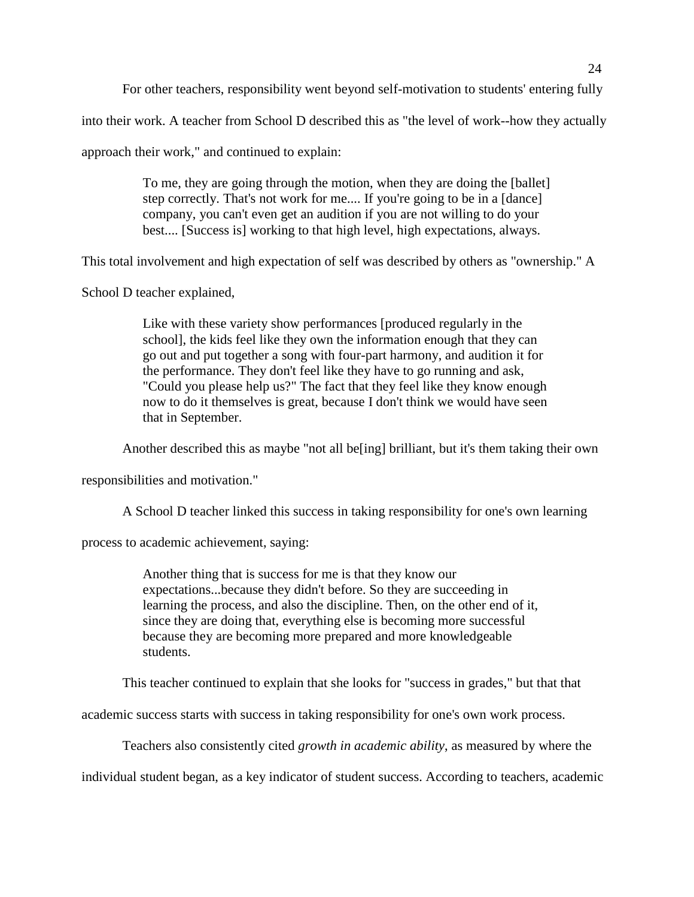For other teachers, responsibility went beyond self-motivation to students' entering fully into their work. A teacher from School D described this as "the level of work--how they actually approach their work," and continued to explain:

> To me, they are going through the motion, when they are doing the [ballet] step correctly. That's not work for me.... If you're going to be in a [dance] company, you can't even get an audition if you are not willing to do your best.... [Success is] working to that high level, high expectations, always.

This total involvement and high expectation of self was described by others as "ownership." A School D teacher explained,

> Like with these variety show performances [produced regularly in the school], the kids feel like they own the information enough that they can go out and put together a song with four-part harmony, and audition it for the performance. They don't feel like they have to go running and ask, "Could you please help us?" The fact that they feel like they know enough now to do it themselves is great, because I don't think we would have seen that in September.

Another described this as maybe "not all be[ing] brilliant, but it's them taking their own responsibilities and motivation."

A School D teacher linked this success in taking responsibility for one's own learning process to academic achievement, saying:

> Another thing that is success for me is that they know our expectations...because they didn't before. So they are succeeding in learning the process, and also the discipline. Then, on the other end of it, since they are doing that, everything else is becoming more successful because they are becoming more prepared and more knowledgeable students.

This teacher continued to explain that she looks for "success in grades," but that that academic success starts with success in taking responsibility for one's own work process.

Teachers also consistently cited *growth in academic ability*, as measured by where the individual student began, as a key indicator of student success. According to teachers, academic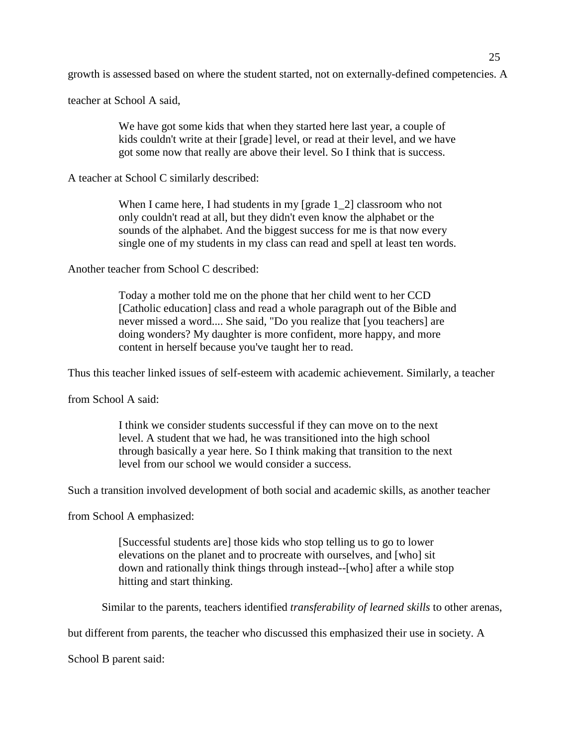growth is assessed based on where the student started, not on externally-defined competencies. A teacher at School A said,

> We have got some kids that when they started here last year, a couple of kids couldn't write at their [grade] level, or read at their level, and we have got some now that really are above their level. So I think that is success.

A teacher at School C similarly described:

> When I came here, I had students in my [grade 1_2] classroom who not only couldn't read at all, but they didn't even know the alphabet or the sounds of the alphabet. And the biggest success for me is that now every single one of my students in my class can read and spell at least ten words.

Another teacher from School C described:

> Today a mother told me on the phone that her child went to her CCD [Catholic education] class and read a whole paragraph out of the Bible and never missed a word.... She said, "Do you realize that [you teachers] are doing wonders? My daughter is more confident, more happy, and more content in herself because you've taught her to read.

Thus this teacher linked issues of self-esteem with academic achievement. Similarly, a teacher from School A said:

> I think we consider students successful if they can move on to the next level. A student that we had, he was transitioned into the high school through basically a year here. So I think making that transition to the next level from our school we would consider a success.

Such a transition involved development of both social and academic skills, as another teacher from School A emphasized:

> [Successful students are] those kids who stop telling us to go to lower elevations on the planet and to procreate with ourselves, and [who] sit down and rationally think things through instead--[who] after a while stop hitting and start thinking.

Similar to the parents, teachers identified *transferability of learned skills* to other arenas, but different from parents, the teacher who discussed this emphasized their use in society. A School B parent said: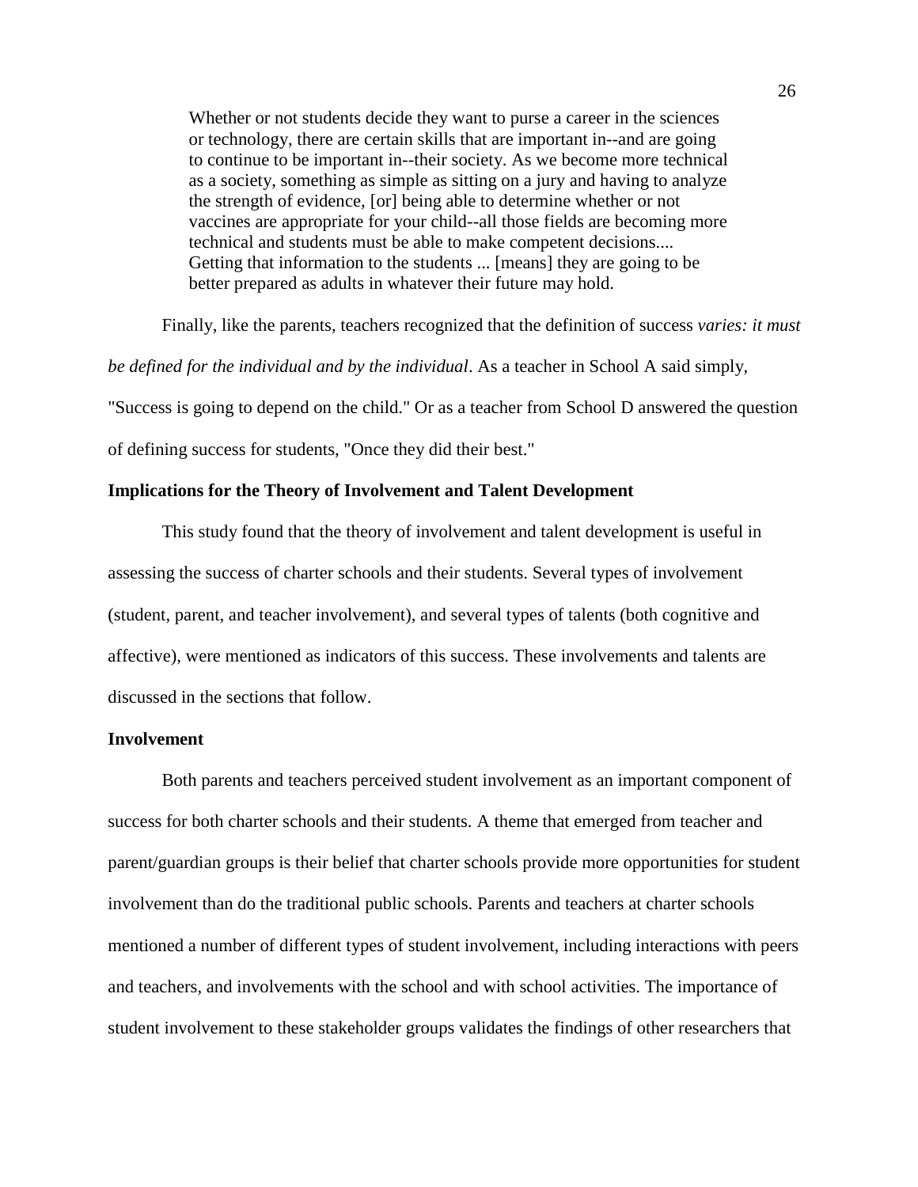> Whether or not students decide they want to purse a career in the sciences or technology, there are certain skills that are important in--and are going to continue to be important in--their society. As we become more technical as a society, something as simple as sitting on a jury and having to analyze the strength of evidence, [or] being able to determine whether or not vaccines are appropriate for your child--all those fields are becoming more technical and students must be able to make competent decisions.... Getting that information to the students ... [means] they are going to be better prepared as adults in whatever their future may hold.

Finally, like the parents, teachers recognized that the definition of success *varies: it must be defined for the individual and by the individual*. As a teacher in School A said simply, "Success is going to depend on the child." Or as a teacher from School D answered the question of defining success for students, "Once they did their best."

**Implications for the Theory of Involvement and Talent Development**

This study found that the theory of involvement and talent development is useful in assessing the success of charter schools and their students. Several types of involvement (student, parent, and teacher involvement), and several types of talents (both cognitive and affective), were mentioned as indicators of this success. These involvements and talents are discussed in the sections that follow.

**Involvement**

Both parents and teachers perceived student involvement as an important component of success for both charter schools and their students. A theme that emerged from teacher and parent/guardian groups is their belief that charter schools provide more opportunities for student involvement than do the traditional public schools. Parents and teachers at charter schools mentioned a number of different types of student involvement, including interactions with peers and teachers, and involvements with the school and with school activities. The importance of student involvement to these stakeholder groups validates the findings of other researchers that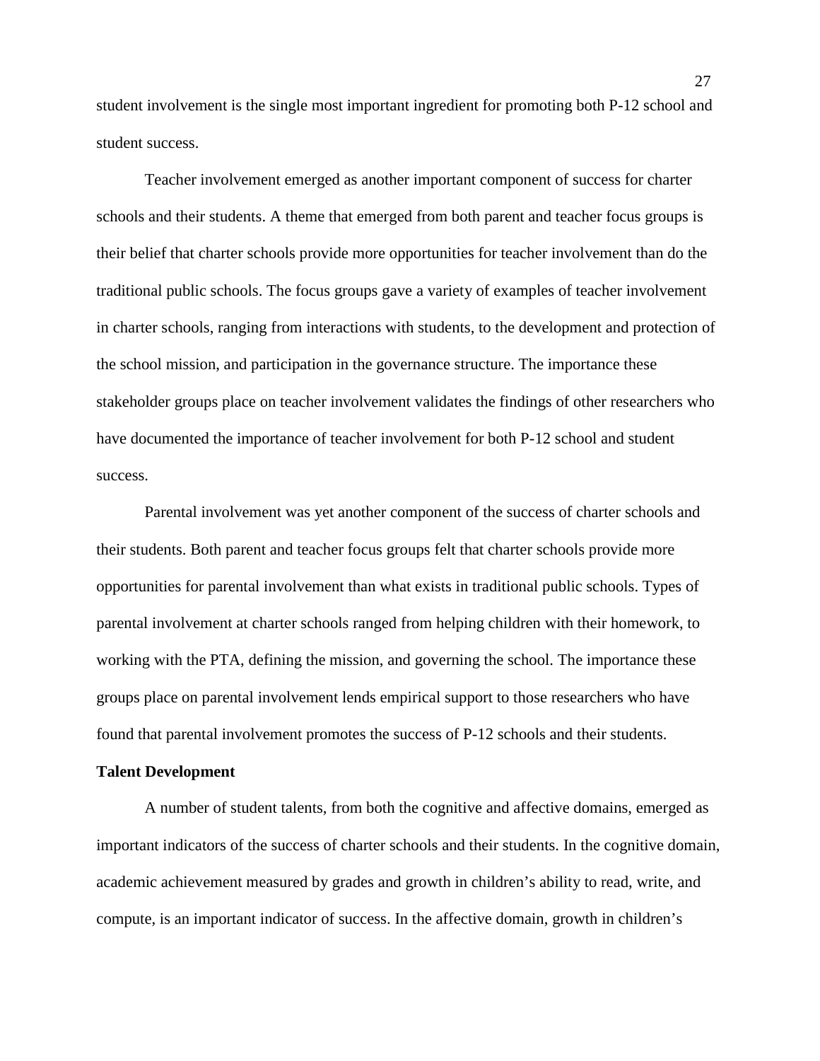student involvement is the single most important ingredient for promoting both P-12 school and student success.

Teacher involvement emerged as another important component of success for charter schools and their students. A theme that emerged from both parent and teacher focus groups is their belief that charter schools provide more opportunities for teacher involvement than do the traditional public schools. The focus groups gave a variety of examples of teacher involvement in charter schools, ranging from interactions with students, to the development and protection of the school mission, and participation in the governance structure. The importance these stakeholder groups place on teacher involvement validates the findings of other researchers who have documented the importance of teacher involvement for both P-12 school and student success.

Parental involvement was yet another component of the success of charter schools and their students. Both parent and teacher focus groups felt that charter schools provide more opportunities for parental involvement than what exists in traditional public schools. Types of parental involvement at charter schools ranged from helping children with their homework, to working with the PTA, defining the mission, and governing the school. The importance these groups place on parental involvement lends empirical support to those researchers who have found that parental involvement promotes the success of P-12 schools and their students.

**Talent Development**

A number of student talents, from both the cognitive and affective domains, emerged as important indicators of the success of charter schools and their students. In the cognitive domain, academic achievement measured by grades and growth in children's ability to read, write, and compute, is an important indicator of success. In the affective domain, growth in children's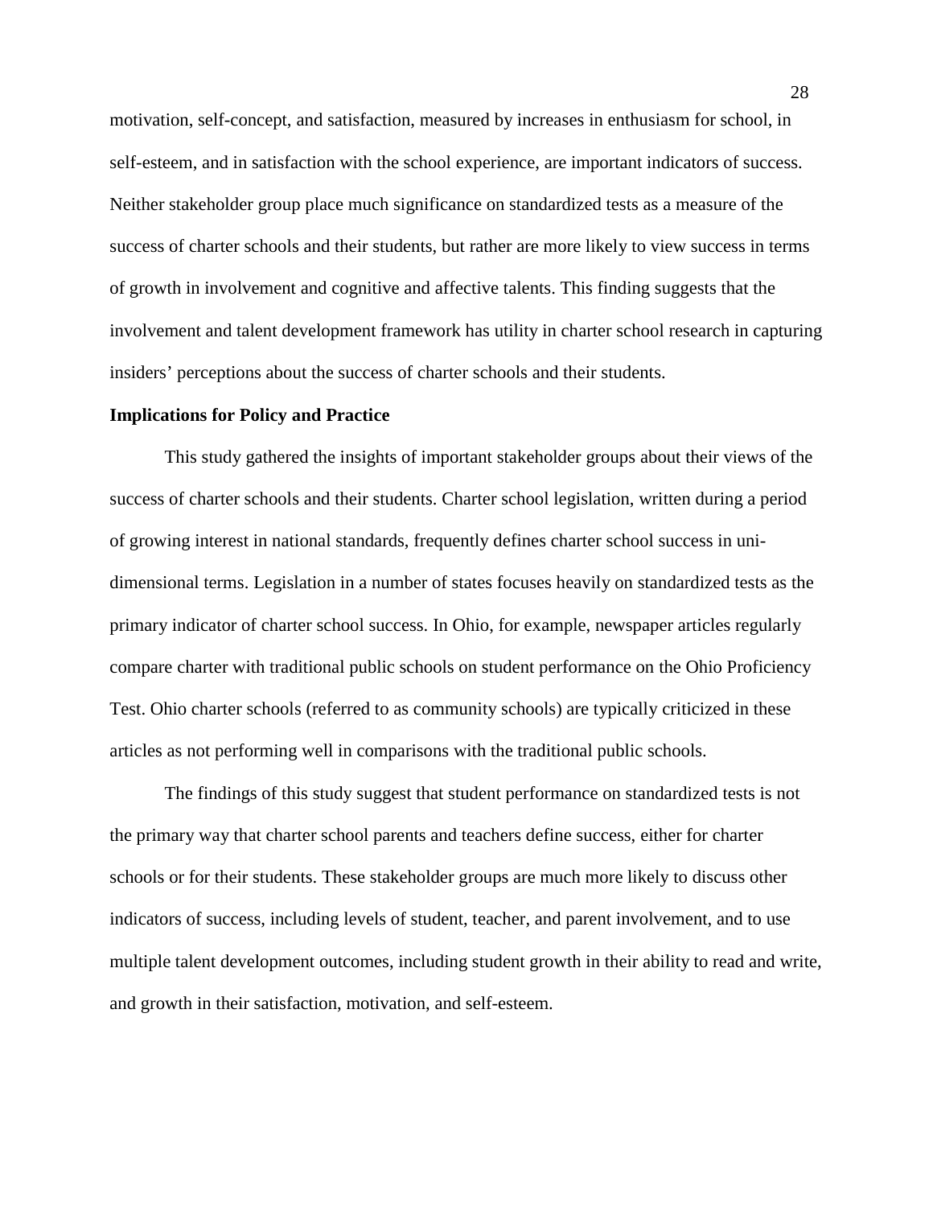motivation, self-concept, and satisfaction, measured by increases in enthusiasm for school, in self-esteem, and in satisfaction with the school experience, are important indicators of success. Neither stakeholder group place much significance on standardized tests as a measure of the success of charter schools and their students, but rather are more likely to view success in terms of growth in involvement and cognitive and affective talents. This finding suggests that the involvement and talent development framework has utility in charter school research in capturing insiders' perceptions about the success of charter schools and their students.

**Implications for Policy and Practice**

This study gathered the insights of important stakeholder groups about their views of the success of charter schools and their students. Charter school legislation, written during a period of growing interest in national standards, frequently defines charter school success in uni-dimensional terms. Legislation in a number of states focuses heavily on standardized tests as the primary indicator of charter school success. In Ohio, for example, newspaper articles regularly compare charter with traditional public schools on student performance on the Ohio Proficiency Test. Ohio charter schools (referred to as community schools) are typically criticized in these articles as not performing well in comparisons with the traditional public schools.

The findings of this study suggest that student performance on standardized tests is not the primary way that charter school parents and teachers define success, either for charter schools or for their students. These stakeholder groups are much more likely to discuss other indicators of success, including levels of student, teacher, and parent involvement, and to use multiple talent development outcomes, including student growth in their ability to read and write, and growth in their satisfaction, motivation, and self-esteem.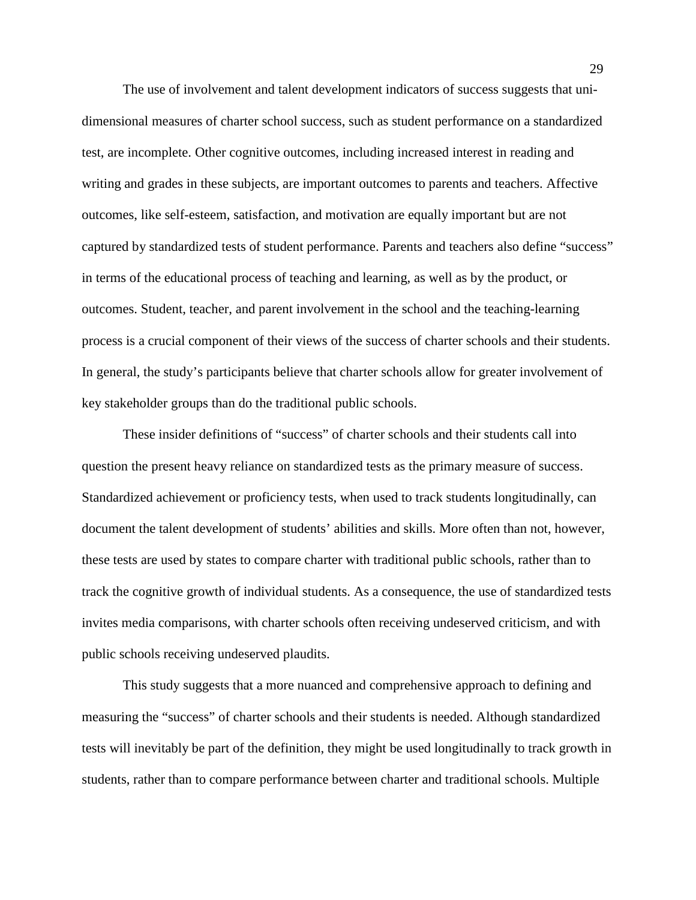The use of involvement and talent development indicators of success suggests that uni-dimensional measures of charter school success, such as student performance on a standardized test, are incomplete. Other cognitive outcomes, including increased interest in reading and writing and grades in these subjects, are important outcomes to parents and teachers. Affective outcomes, like self-esteem, satisfaction, and motivation are equally important but are not captured by standardized tests of student performance. Parents and teachers also define "success" in terms of the educational process of teaching and learning, as well as by the product, or outcomes. Student, teacher, and parent involvement in the school and the teaching-learning process is a crucial component of their views of the success of charter schools and their students. In general, the study's participants believe that charter schools allow for greater involvement of key stakeholder groups than do the traditional public schools.

These insider definitions of "success" of charter schools and their students call into question the present heavy reliance on standardized tests as the primary measure of success. Standardized achievement or proficiency tests, when used to track students longitudinally, can document the talent development of students' abilities and skills. More often than not, however, these tests are used by states to compare charter with traditional public schools, rather than to track the cognitive growth of individual students. As a consequence, the use of standardized tests invites media comparisons, with charter schools often receiving undeserved criticism, and with public schools receiving undeserved plaudits.

This study suggests that a more nuanced and comprehensive approach to defining and measuring the "success" of charter schools and their students is needed. Although standardized tests will inevitably be part of the definition, they might be used longitudinally to track growth in students, rather than to compare performance between charter and traditional schools. Multiple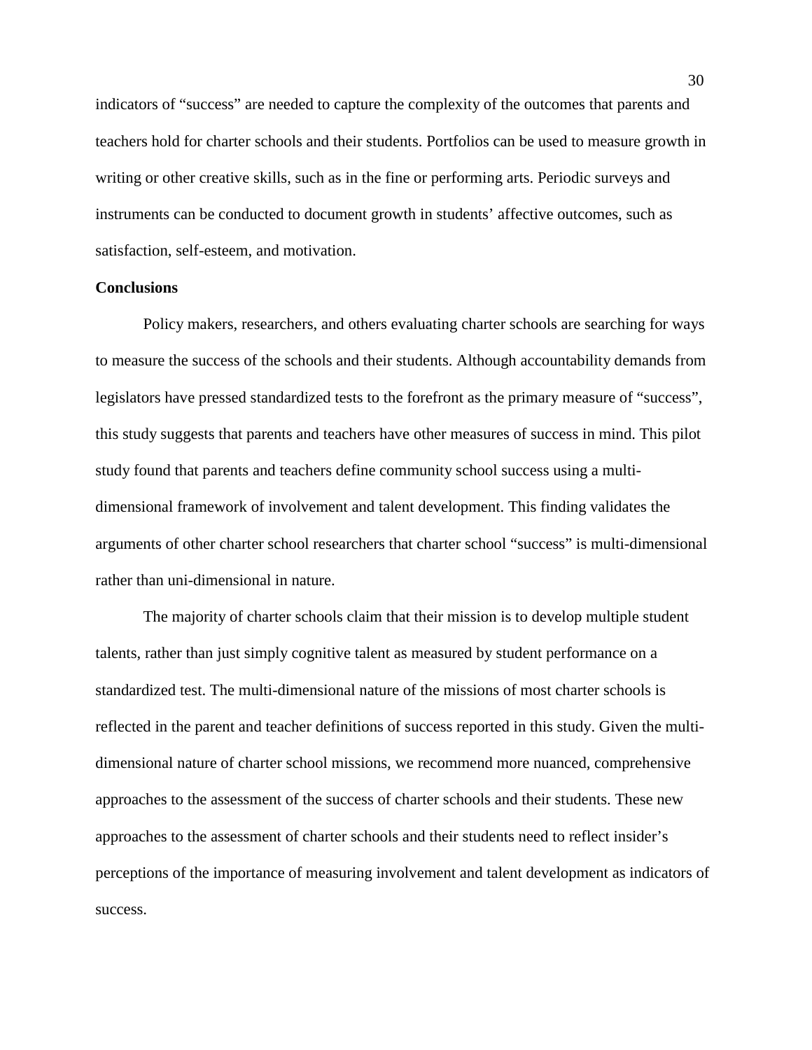indicators of "success" are needed to capture the complexity of the outcomes that parents and teachers hold for charter schools and their students. Portfolios can be used to measure growth in writing or other creative skills, such as in the fine or performing arts. Periodic surveys and instruments can be conducted to document growth in students' affective outcomes, such as satisfaction, self-esteem, and motivation.

**Conclusions**

Policy makers, researchers, and others evaluating charter schools are searching for ways to measure the success of the schools and their students. Although accountability demands from legislators have pressed standardized tests to the forefront as the primary measure of "success", this study suggests that parents and teachers have other measures of success in mind. This pilot study found that parents and teachers define community school success using a multi-dimensional framework of involvement and talent development. This finding validates the arguments of other charter school researchers that charter school "success" is multi-dimensional rather than uni-dimensional in nature.

The majority of charter schools claim that their mission is to develop multiple student talents, rather than just simply cognitive talent as measured by student performance on a standardized test. The multi-dimensional nature of the missions of most charter schools is reflected in the parent and teacher definitions of success reported in this study. Given the multi-dimensional nature of charter school missions, we recommend more nuanced, comprehensive approaches to the assessment of the success of charter schools and their students. These new approaches to the assessment of charter schools and their students need to reflect insider's perceptions of the importance of measuring involvement and talent development as indicators of success.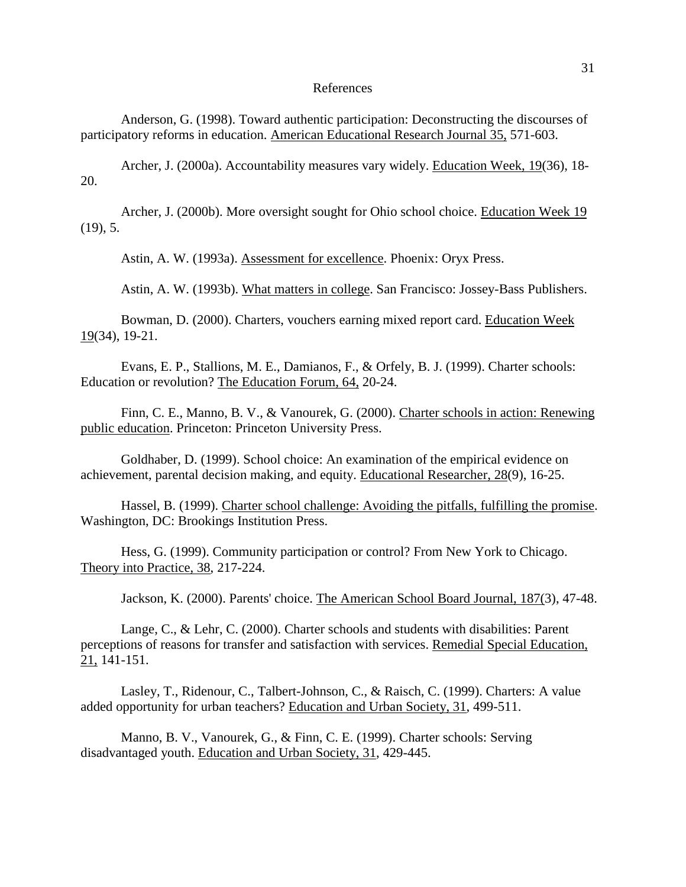# References

Anderson, G. (1998). Toward authentic participation: Deconstructing the discourses of participatory reforms in education. American Educational Research Journal 35, 571-603.

Archer, J. (2000a). Accountability measures vary widely. Education Week, 19(36), 18-20.

Archer, J. (2000b). More oversight sought for Ohio school choice. Education Week 19 (19), 5.

Astin, A. W. (1993a). Assessment for excellence. Phoenix: Oryx Press.

Astin, A. W. (1993b). What matters in college. San Francisco: Jossey-Bass Publishers.

Bowman, D. (2000). Charters, vouchers earning mixed report card. Education Week 19(34), 19-21.

Evans, E. P., Stallions, M. E., Damianos, F., & Orfely, B. J. (1999). Charter schools: Education or revolution? The Education Forum, 64, 20-24.

Finn, C. E., Manno, B. V., & Vanourek, G. (2000). Charter schools in action: Renewing public education. Princeton: Princeton University Press.

Goldhaber, D. (1999). School choice: An examination of the empirical evidence on achievement, parental decision making, and equity. Educational Researcher, 28(9), 16-25.

Hassel, B. (1999). Charter school challenge: Avoiding the pitfalls, fulfilling the promise. Washington, DC: Brookings Institution Press.

Hess, G. (1999). Community participation or control? From New York to Chicago. Theory into Practice, 38, 217-224.

Jackson, K. (2000). Parents' choice. The American School Board Journal, 187(3), 47-48.

Lange, C., & Lehr, C. (2000). Charter schools and students with disabilities: Parent perceptions of reasons for transfer and satisfaction with services. Remedial Special Education, 21, 141-151.

Lasley, T., Ridenour, C., Talbert-Johnson, C., & Raisch, C. (1999). Charters: A value added opportunity for urban teachers? Education and Urban Society, 31, 499-511.

Manno, B. V., Vanourek, G., & Finn, C. E. (1999). Charter schools: Serving disadvantaged youth. Education and Urban Society, 31, 429-445.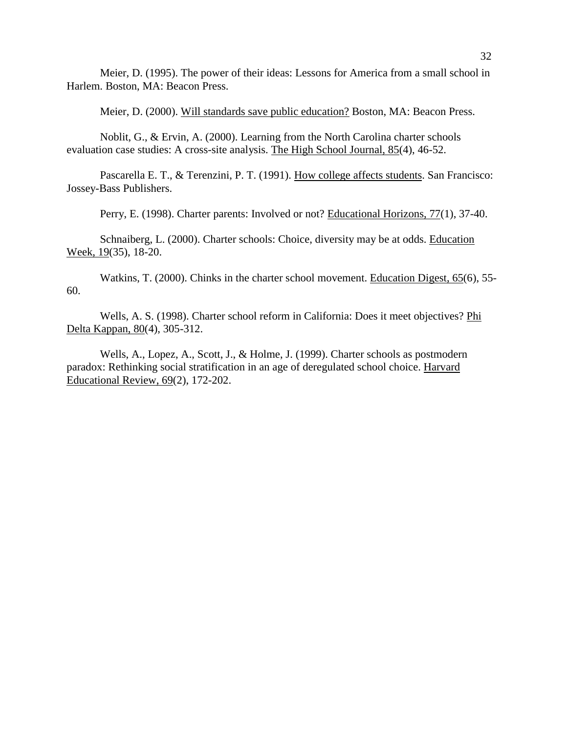Meier, D. (1995). The power of their ideas: Lessons for America from a small school in Harlem. Boston, MA: Beacon Press.

Meier, D. (2000). Will standards save public education? Boston, MA: Beacon Press.

Noblit, G., & Ervin, A. (2000). Learning from the North Carolina charter schools evaluation case studies: A cross-site analysis. The High School Journal, 85(4), 46-52.

Pascarella E. T., & Terenzini, P. T. (1991). How college affects students. San Francisco: Jossey-Bass Publishers.

Perry, E. (1998). Charter parents: Involved or not? Educational Horizons, 77(1), 37-40.

Schnaiberg, L. (2000). Charter schools: Choice, diversity may be at odds. Education Week, 19(35), 18-20.

Watkins, T. (2000). Chinks in the charter school movement. Education Digest, 65(6), 55-60.

Wells, A. S. (1998). Charter school reform in California: Does it meet objectives? Phi Delta Kappan, 80(4), 305-312.

Wells, A., Lopez, A., Scott, J., & Holme, J. (1999). Charter schools as postmodern paradox: Rethinking social stratification in an age of deregulated school choice. Harvard Educational Review, 69(2), 172-202.